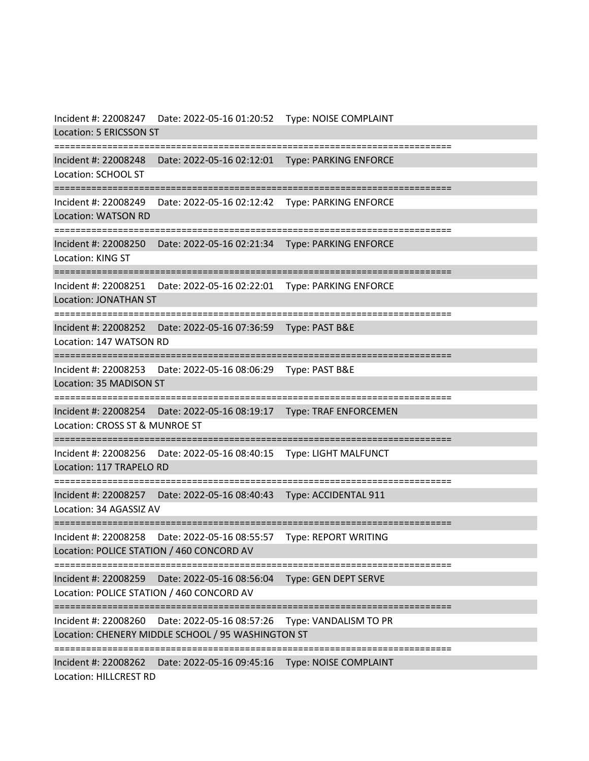Incident #: 22008247 Date: 2022-05-16 01:20:52 Type: NOISE COMPLAINT
Location: 5 ERICSSON ST

===========================================================================

Incident #: 22008248 Date: 2022-05-16 02:12:01 Type: PARKING ENFORCE
Location: SCHOOL ST

===========================================================================

Incident #: 22008249 Date: 2022-05-16 02:12:42 Type: PARKING ENFORCE
Location: WATSON RD

===========================================================================

Incident #: 22008250 Date: 2022-05-16 02:21:34 Type: PARKING ENFORCE
Location: KING ST

===========================================================================

Incident #: 22008251 Date: 2022-05-16 02:22:01 Type: PARKING ENFORCE
Location: JONATHAN ST

===========================================================================

Incident #: 22008252 Date: 2022-05-16 07:36:59 Type: PAST B&E
Location: 147 WATSON RD

===========================================================================

Incident #: 22008253 Date: 2022-05-16 08:06:29 Type: PAST B&E
Location: 35 MADISON ST

===========================================================================

Incident #: 22008254 Date: 2022-05-16 08:19:17 Type: TRAF ENFORCEMEN
Location: CROSS ST & MUNROE ST

===========================================================================

Incident #: 22008256 Date: 2022-05-16 08:40:15 Type: LIGHT MALFUNCT
Location: 117 TRAPELO RD

===========================================================================

Incident #: 22008257 Date: 2022-05-16 08:40:43 Type: ACCIDENTAL 911
Location: 34 AGASSIZ AV

===========================================================================

Incident #: 22008258 Date: 2022-05-16 08:55:57 Type: REPORT WRITING
Location: POLICE STATION / 460 CONCORD AV

===========================================================================

Incident #: 22008259 Date: 2022-05-16 08:56:04 Type: GEN DEPT SERVE
Location: POLICE STATION / 460 CONCORD AV

===========================================================================

Incident #: 22008260 Date: 2022-05-16 08:57:26 Type: VANDALISM TO PR
Location: CHENERY MIDDLE SCHOOL / 95 WASHINGTON ST

===========================================================================

Incident #: 22008262 Date: 2022-05-16 09:45:16 Type: NOISE COMPLAINT
Location: HILLCREST RD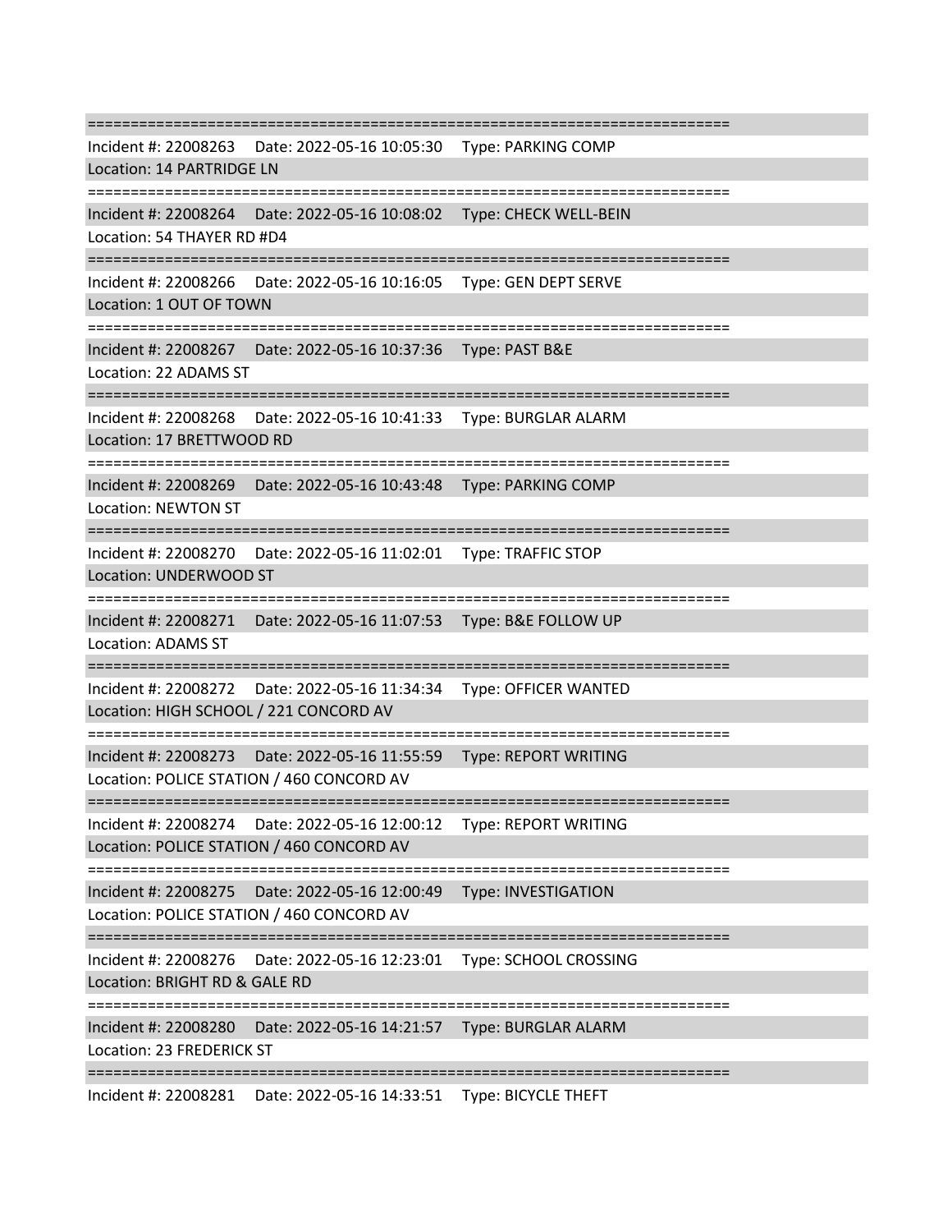===========================================================================

Incident #: 22008263 Date: 2022-05-16 10:05:30 Type: PARKING COMP

Location: 14 PARTRIDGE LN

===========================================================================

Incident #: 22008264 Date: 2022-05-16 10:08:02 Type: CHECK WELL-BEIN

Location: 54 THAYER RD #D4

===========================================================================

Incident #: 22008266 Date: 2022-05-16 10:16:05 Type: GEN DEPT SERVE

Location: 1 OUT OF TOWN

===========================================================================

Incident #: 22008267 Date: 2022-05-16 10:37:36 Type: PAST B&E

Location: 22 ADAMS ST

===========================================================================

Incident #: 22008268 Date: 2022-05-16 10:41:33 Type: BURGLAR ALARM

Location: 17 BRETTWOOD RD

===========================================================================

Incident #: 22008269 Date: 2022-05-16 10:43:48 Type: PARKING COMP

Location: NEWTON ST

===========================================================================

Incident #: 22008270 Date: 2022-05-16 11:02:01 Type: TRAFFIC STOP

Location: UNDERWOOD ST

===========================================================================

Incident #: 22008271 Date: 2022-05-16 11:07:53 Type: B&E FOLLOW UP

Location: ADAMS ST

===========================================================================

Incident #: 22008272 Date: 2022-05-16 11:34:34 Type: OFFICER WANTED

Location: HIGH SCHOOL / 221 CONCORD AV

===========================================================================

Incident #: 22008273 Date: 2022-05-16 11:55:59 Type: REPORT WRITING

Location: POLICE STATION / 460 CONCORD AV

===========================================================================

Incident #: 22008274 Date: 2022-05-16 12:00:12 Type: REPORT WRITING

Location: POLICE STATION / 460 CONCORD AV

===========================================================================

Incident #: 22008275 Date: 2022-05-16 12:00:49 Type: INVESTIGATION

Location: POLICE STATION / 460 CONCORD AV

===========================================================================

Incident #: 22008276 Date: 2022-05-16 12:23:01 Type: SCHOOL CROSSING

Location: BRIGHT RD & GALE RD

===========================================================================

Incident #: 22008280 Date: 2022-05-16 14:21:57 Type: BURGLAR ALARM

Location: 23 FREDERICK ST

===========================================================================

Incident #: 22008281 Date: 2022-05-16 14:33:51 Type: BICYCLE THEFT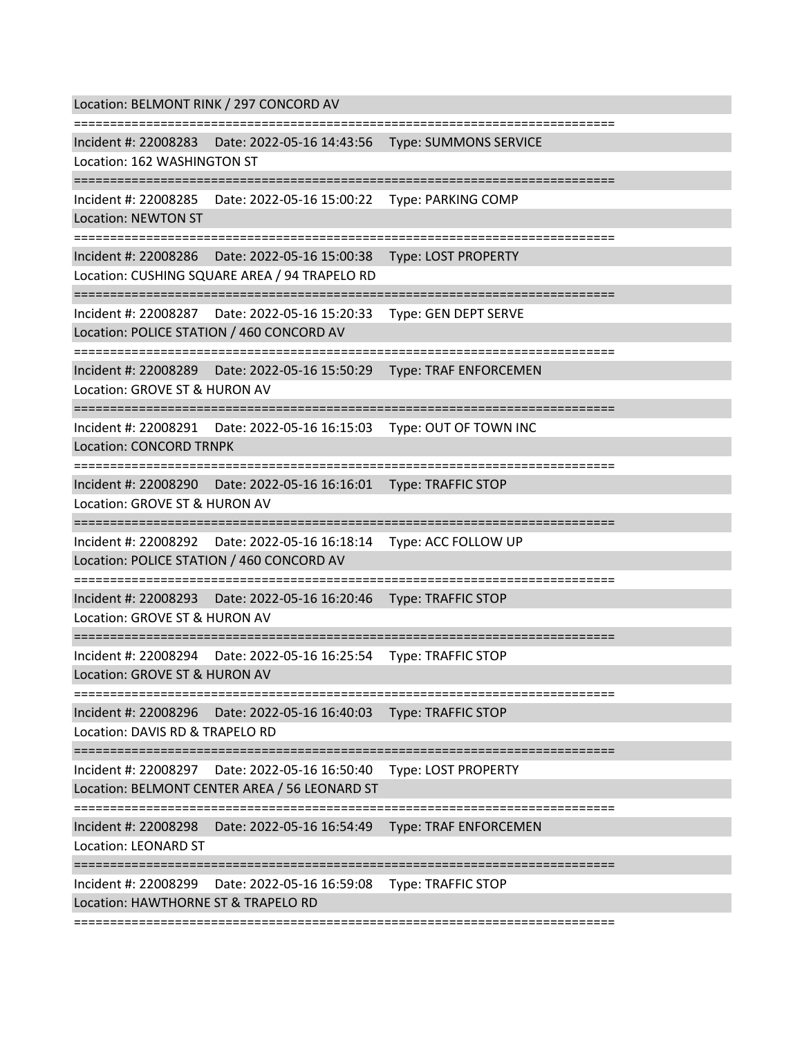Location: BELMONT RINK / 297 CONCORD AV

===========================================================================

Incident #: 22008283 Date: 2022-05-16 14:43:56 Type: SUMMONS SERVICE
Location: 162 WASHINGTON ST

===========================================================================

Incident #: 22008285 Date: 2022-05-16 15:00:22 Type: PARKING COMP
Location: NEWTON ST

===========================================================================

Incident #: 22008286 Date: 2022-05-16 15:00:38 Type: LOST PROPERTY
Location: CUSHING SQUARE AREA / 94 TRAPELO RD

===========================================================================

Incident #: 22008287 Date: 2022-05-16 15:20:33 Type: GEN DEPT SERVE
Location: POLICE STATION / 460 CONCORD AV

===========================================================================

Incident #: 22008289 Date: 2022-05-16 15:50:29 Type: TRAF ENFORCEMEN
Location: GROVE ST & HURON AV

===========================================================================

Incident #: 22008291 Date: 2022-05-16 16:15:03 Type: OUT OF TOWN INC
Location: CONCORD TRNPK

===========================================================================

Incident #: 22008290 Date: 2022-05-16 16:16:01 Type: TRAFFIC STOP
Location: GROVE ST & HURON AV

===========================================================================

Incident #: 22008292 Date: 2022-05-16 16:18:14 Type: ACC FOLLOW UP
Location: POLICE STATION / 460 CONCORD AV

===========================================================================

Incident #: 22008293 Date: 2022-05-16 16:20:46 Type: TRAFFIC STOP
Location: GROVE ST & HURON AV

===========================================================================

Incident #: 22008294 Date: 2022-05-16 16:25:54 Type: TRAFFIC STOP
Location: GROVE ST & HURON AV

===========================================================================

Incident #: 22008296 Date: 2022-05-16 16:40:03 Type: TRAFFIC STOP
Location: DAVIS RD & TRAPELO RD

===========================================================================

Incident #: 22008297 Date: 2022-05-16 16:50:40 Type: LOST PROPERTY
Location: BELMONT CENTER AREA / 56 LEONARD ST

===========================================================================

Incident #: 22008298 Date: 2022-05-16 16:54:49 Type: TRAF ENFORCEMEN
Location: LEONARD ST

===========================================================================

Incident #: 22008299 Date: 2022-05-16 16:59:08 Type: TRAFFIC STOP
Location: HAWTHORNE ST & TRAPELO RD

===========================================================================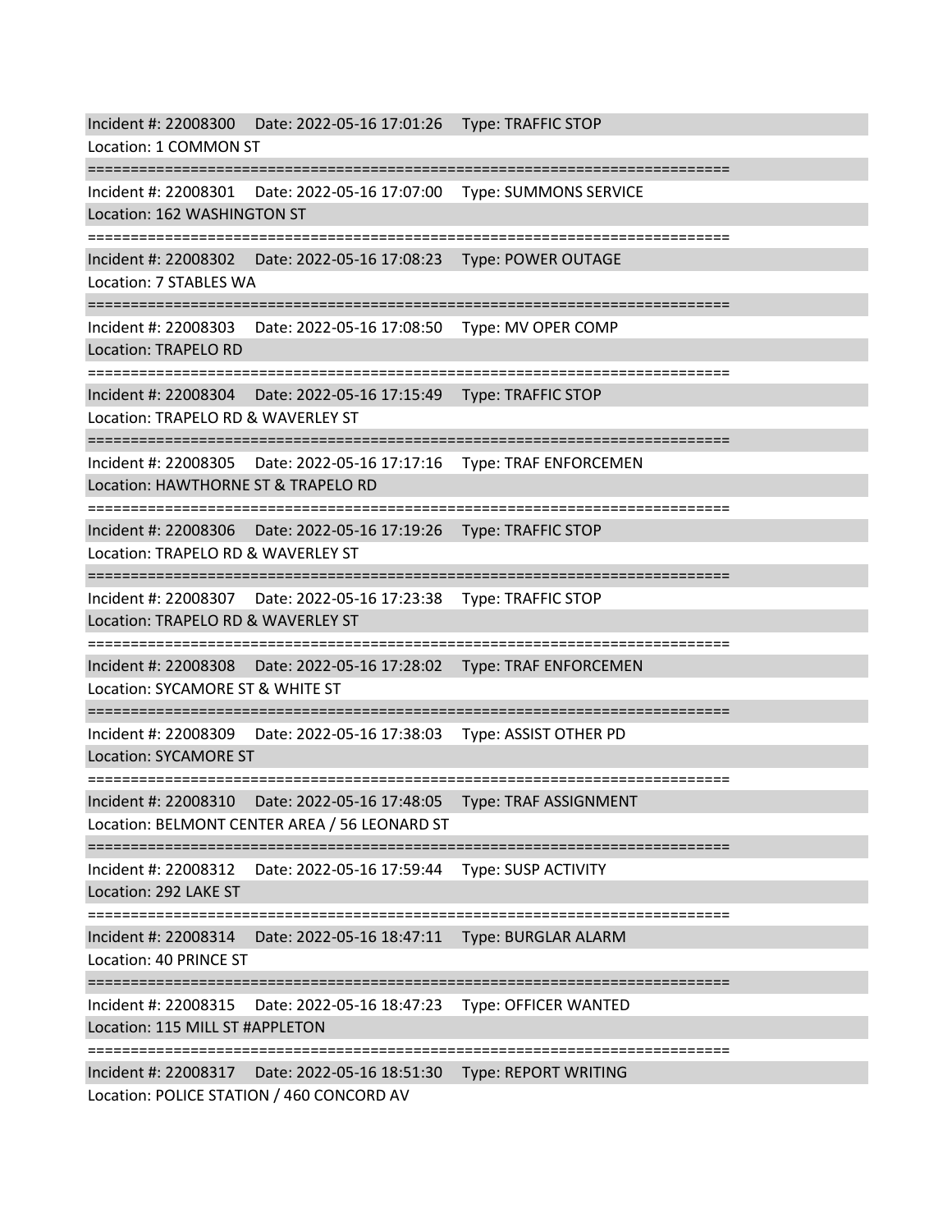Incident #: 22008300 Date: 2022-05-16 17:01:26 Type: TRAFFIC STOP
Location: 1 COMMON ST

===========================================================================

Incident #: 22008301 Date: 2022-05-16 17:07:00 Type: SUMMONS SERVICE
Location: 162 WASHINGTON ST

===========================================================================

Incident #: 22008302 Date: 2022-05-16 17:08:23 Type: POWER OUTAGE
Location: 7 STABLES WA

===========================================================================

Incident #: 22008303 Date: 2022-05-16 17:08:50 Type: MV OPER COMP
Location: TRAPELO RD

===========================================================================

Incident #: 22008304 Date: 2022-05-16 17:15:49 Type: TRAFFIC STOP
Location: TRAPELO RD & WAVERLEY ST

===========================================================================

Incident #: 22008305 Date: 2022-05-16 17:17:16 Type: TRAF ENFORCEMEN
Location: HAWTHORNE ST & TRAPELO RD

===========================================================================

Incident #: 22008306 Date: 2022-05-16 17:19:26 Type: TRAFFIC STOP
Location: TRAPELO RD & WAVERLEY ST

===========================================================================

Incident #: 22008307 Date: 2022-05-16 17:23:38 Type: TRAFFIC STOP
Location: TRAPELO RD & WAVERLEY ST

===========================================================================

Incident #: 22008308 Date: 2022-05-16 17:28:02 Type: TRAF ENFORCEMEN
Location: SYCAMORE ST & WHITE ST

===========================================================================

Incident #: 22008309 Date: 2022-05-16 17:38:03 Type: ASSIST OTHER PD
Location: SYCAMORE ST

===========================================================================

Incident #: 22008310 Date: 2022-05-16 17:48:05 Type: TRAF ASSIGNMENT
Location: BELMONT CENTER AREA / 56 LEONARD ST

===========================================================================

Incident #: 22008312 Date: 2022-05-16 17:59:44 Type: SUSP ACTIVITY
Location: 292 LAKE ST

===========================================================================

Incident #: 22008314 Date: 2022-05-16 18:47:11 Type: BURGLAR ALARM
Location: 40 PRINCE ST

===========================================================================

Incident #: 22008315 Date: 2022-05-16 18:47:23 Type: OFFICER WANTED
Location: 115 MILL ST #APPLETON

===========================================================================

Incident #: 22008317 Date: 2022-05-16 18:51:30 Type: REPORT WRITING
Location: POLICE STATION / 460 CONCORD AV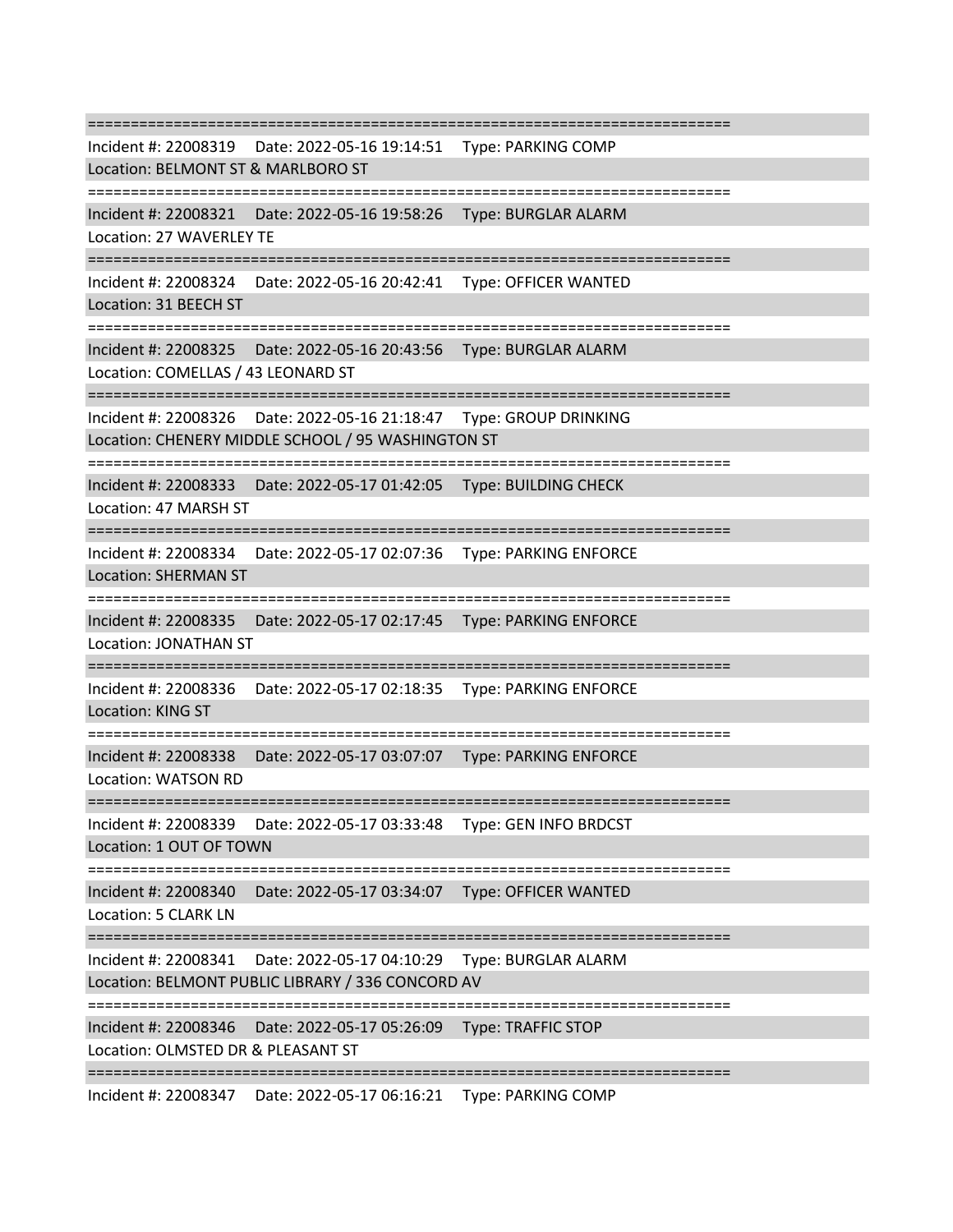===========================================================================

Incident #: 22008319 Date: 2022-05-16 19:14:51 Type: PARKING COMP
Location: BELMONT ST & MARLBORO ST

===========================================================================

Incident #: 22008321 Date: 2022-05-16 19:58:26 Type: BURGLAR ALARM
Location: 27 WAVERLEY TE

===========================================================================

Incident #: 22008324 Date: 2022-05-16 20:42:41 Type: OFFICER WANTED
Location: 31 BEECH ST

===========================================================================

Incident #: 22008325 Date: 2022-05-16 20:43:56 Type: BURGLAR ALARM
Location: COMELLAS / 43 LEONARD ST

===========================================================================

Incident #: 22008326 Date: 2022-05-16 21:18:47 Type: GROUP DRINKING
Location: CHENERY MIDDLE SCHOOL / 95 WASHINGTON ST

===========================================================================

Incident #: 22008333 Date: 2022-05-17 01:42:05 Type: BUILDING CHECK
Location: 47 MARSH ST

===========================================================================

Incident #: 22008334 Date: 2022-05-17 02:07:36 Type: PARKING ENFORCE
Location: SHERMAN ST

===========================================================================

Incident #: 22008335 Date: 2022-05-17 02:17:45 Type: PARKING ENFORCE
Location: JONATHAN ST

===========================================================================

Incident #: 22008336 Date: 2022-05-17 02:18:35 Type: PARKING ENFORCE
Location: KING ST

===========================================================================

Incident #: 22008338 Date: 2022-05-17 03:07:07 Type: PARKING ENFORCE
Location: WATSON RD

===========================================================================

Incident #: 22008339 Date: 2022-05-17 03:33:48 Type: GEN INFO BRDCST
Location: 1 OUT OF TOWN

===========================================================================

Incident #: 22008340 Date: 2022-05-17 03:34:07 Type: OFFICER WANTED
Location: 5 CLARK LN

===========================================================================

Incident #: 22008341 Date: 2022-05-17 04:10:29 Type: BURGLAR ALARM
Location: BELMONT PUBLIC LIBRARY / 336 CONCORD AV

===========================================================================

Incident #: 22008346 Date: 2022-05-17 05:26:09 Type: TRAFFIC STOP
Location: OLMSTED DR & PLEASANT ST

===========================================================================

Incident #: 22008347 Date: 2022-05-17 06:16:21 Type: PARKING COMP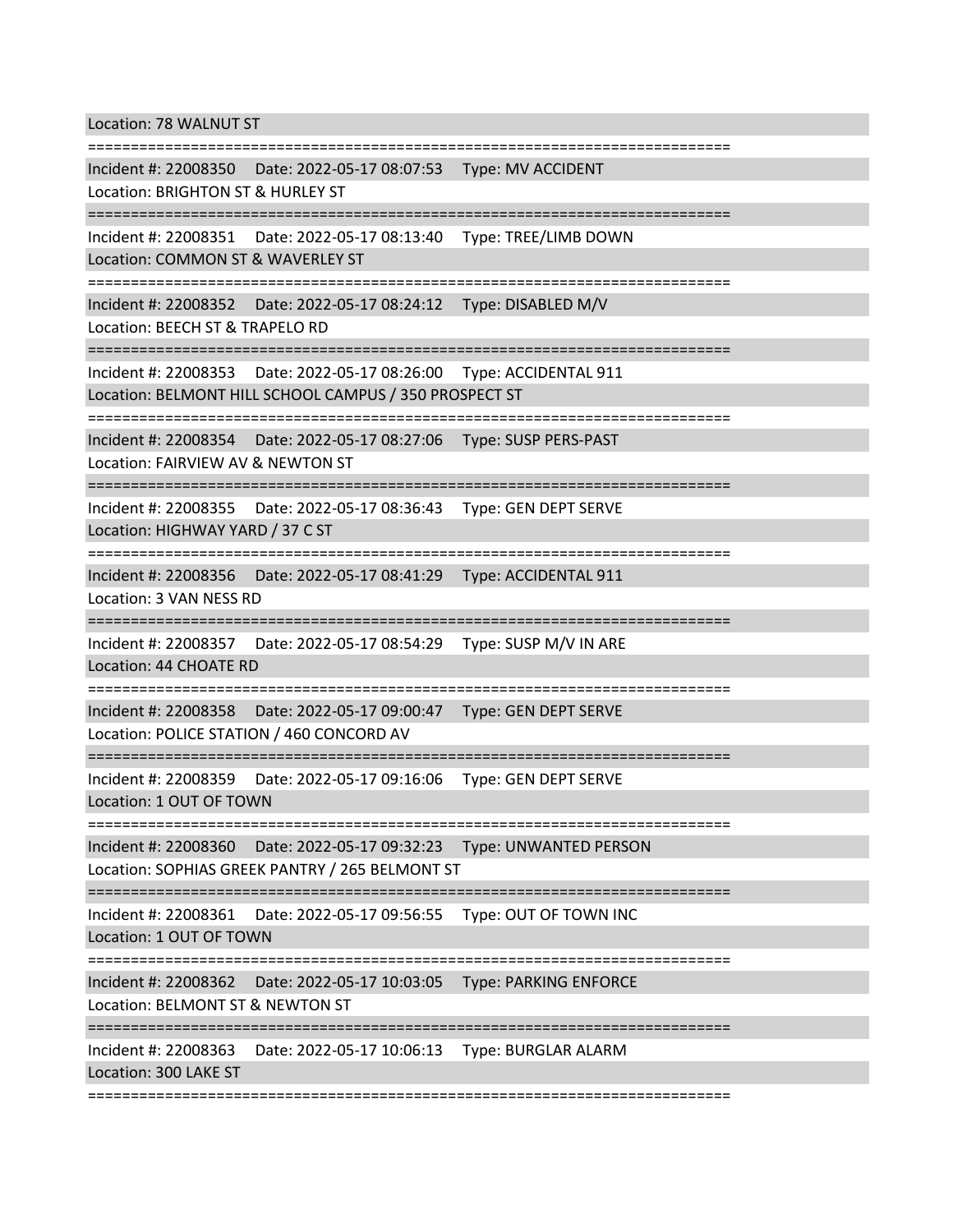Location: 78 WALNUT ST

===========================================================================

Incident #: 22008350 Date: 2022-05-17 08:07:53 Type: MV ACCIDENT
Location: BRIGHTON ST & HURLEY ST

===========================================================================

Incident #: 22008351 Date: 2022-05-17 08:13:40 Type: TREE/LIMB DOWN
Location: COMMON ST & WAVERLEY ST

===========================================================================

Incident #: 22008352 Date: 2022-05-17 08:24:12 Type: DISABLED M/V
Location: BEECH ST & TRAPELO RD

===========================================================================

Incident #: 22008353 Date: 2022-05-17 08:26:00 Type: ACCIDENTAL 911
Location: BELMONT HILL SCHOOL CAMPUS / 350 PROSPECT ST

===========================================================================

Incident #: 22008354 Date: 2022-05-17 08:27:06 Type: SUSP PERS-PAST
Location: FAIRVIEW AV & NEWTON ST

===========================================================================

Incident #: 22008355 Date: 2022-05-17 08:36:43 Type: GEN DEPT SERVE
Location: HIGHWAY YARD / 37 C ST

===========================================================================

Incident #: 22008356 Date: 2022-05-17 08:41:29 Type: ACCIDENTAL 911
Location: 3 VAN NESS RD

===========================================================================

Incident #: 22008357 Date: 2022-05-17 08:54:29 Type: SUSP M/V IN ARE
Location: 44 CHOATE RD

===========================================================================

Incident #: 22008358 Date: 2022-05-17 09:00:47 Type: GEN DEPT SERVE
Location: POLICE STATION / 460 CONCORD AV

===========================================================================

Incident #: 22008359 Date: 2022-05-17 09:16:06 Type: GEN DEPT SERVE
Location: 1 OUT OF TOWN

===========================================================================

Incident #: 22008360 Date: 2022-05-17 09:32:23 Type: UNWANTED PERSON
Location: SOPHIAS GREEK PANTRY / 265 BELMONT ST

===========================================================================

Incident #: 22008361 Date: 2022-05-17 09:56:55 Type: OUT OF TOWN INC
Location: 1 OUT OF TOWN

===========================================================================

Incident #: 22008362 Date: 2022-05-17 10:03:05 Type: PARKING ENFORCE
Location: BELMONT ST & NEWTON ST

===========================================================================

Incident #: 22008363 Date: 2022-05-17 10:06:13 Type: BURGLAR ALARM
Location: 300 LAKE ST

===========================================================================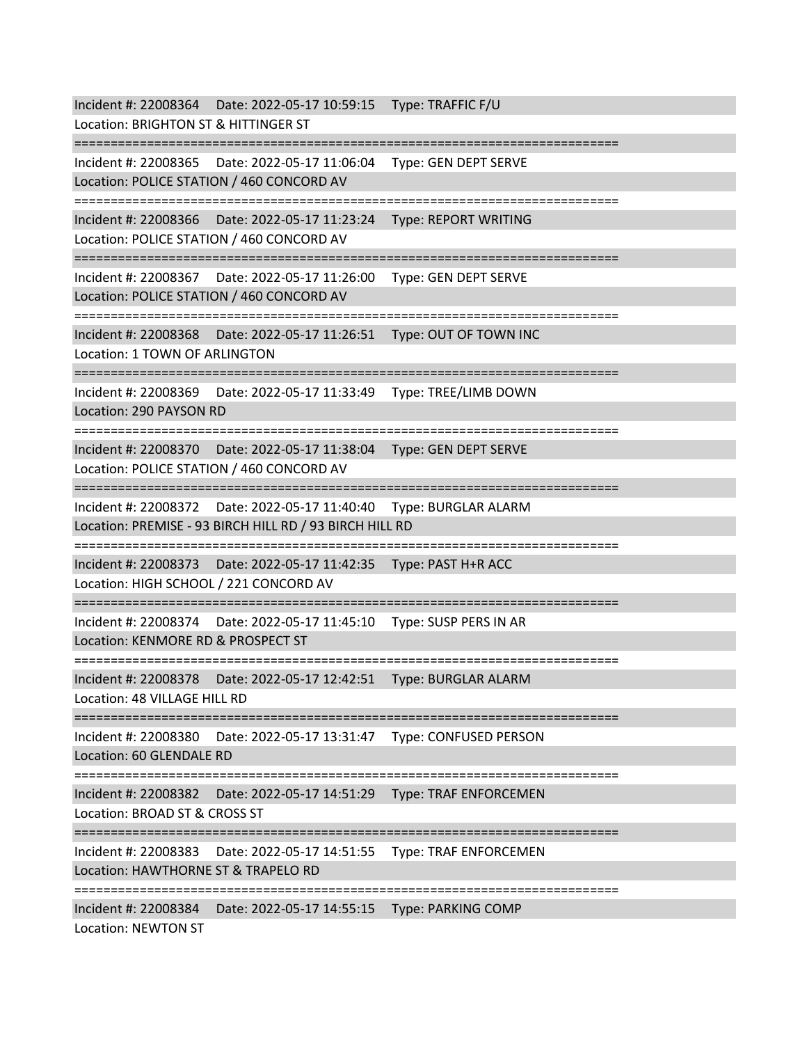Incident #: 22008364 Date: 2022-05-17 10:59:15 Type: TRAFFIC F/U
Location: BRIGHTON ST & HITTINGER ST

===========================================================================

Incident #: 22008365 Date: 2022-05-17 11:06:04 Type: GEN DEPT SERVE
Location: POLICE STATION / 460 CONCORD AV

===========================================================================

Incident #: 22008366 Date: 2022-05-17 11:23:24 Type: REPORT WRITING
Location: POLICE STATION / 460 CONCORD AV

===========================================================================

Incident #: 22008367 Date: 2022-05-17 11:26:00 Type: GEN DEPT SERVE
Location: POLICE STATION / 460 CONCORD AV

===========================================================================

Incident #: 22008368 Date: 2022-05-17 11:26:51 Type: OUT OF TOWN INC
Location: 1 TOWN OF ARLINGTON

===========================================================================

Incident #: 22008369 Date: 2022-05-17 11:33:49 Type: TREE/LIMB DOWN
Location: 290 PAYSON RD

===========================================================================

Incident #: 22008370 Date: 2022-05-17 11:38:04 Type: GEN DEPT SERVE
Location: POLICE STATION / 460 CONCORD AV

===========================================================================

Incident #: 22008372 Date: 2022-05-17 11:40:40 Type: BURGLAR ALARM
Location: PREMISE - 93 BIRCH HILL RD / 93 BIRCH HILL RD

===========================================================================

Incident #: 22008373 Date: 2022-05-17 11:42:35 Type: PAST H+R ACC
Location: HIGH SCHOOL / 221 CONCORD AV

===========================================================================

Incident #: 22008374 Date: 2022-05-17 11:45:10 Type: SUSP PERS IN AR
Location: KENMORE RD & PROSPECT ST

===========================================================================

Incident #: 22008378 Date: 2022-05-17 12:42:51 Type: BURGLAR ALARM
Location: 48 VILLAGE HILL RD

===========================================================================

Incident #: 22008380 Date: 2022-05-17 13:31:47 Type: CONFUSED PERSON
Location: 60 GLENDALE RD

===========================================================================

Incident #: 22008382 Date: 2022-05-17 14:51:29 Type: TRAF ENFORCEMEN
Location: BROAD ST & CROSS ST

===========================================================================

Incident #: 22008383 Date: 2022-05-17 14:51:55 Type: TRAF ENFORCEMEN
Location: HAWTHORNE ST & TRAPELO RD

===========================================================================

Incident #: 22008384 Date: 2022-05-17 14:55:15 Type: PARKING COMP
Location: NEWTON ST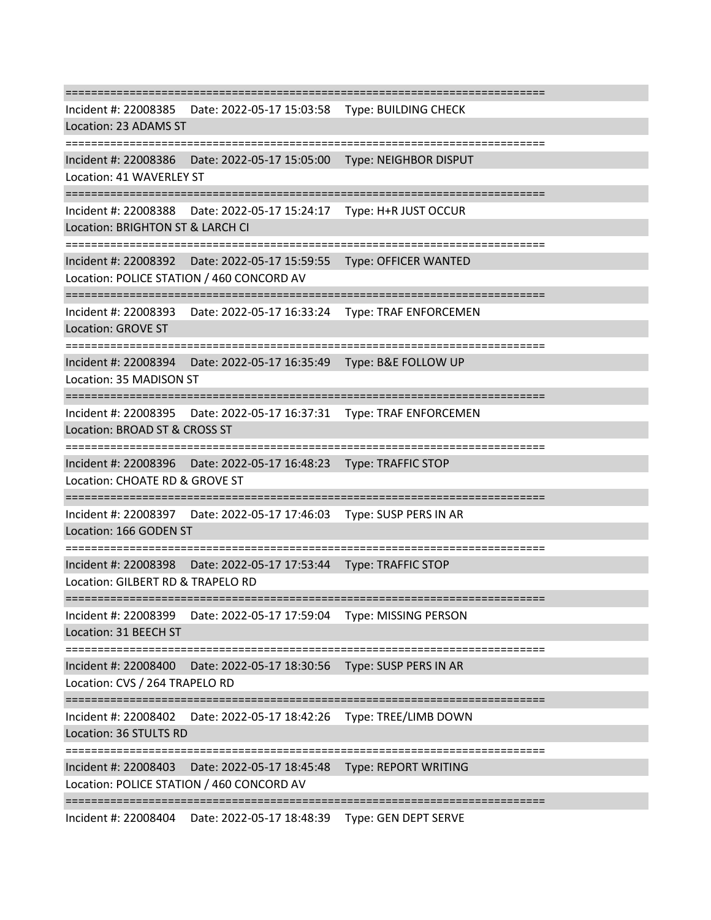===========================================================================

Incident #: 22008385 Date: 2022-05-17 15:03:58 Type: BUILDING CHECK
Location: 23 ADAMS ST

===========================================================================

Incident #: 22008386 Date: 2022-05-17 15:05:00 Type: NEIGHBOR DISPUT
Location: 41 WAVERLEY ST

===========================================================================

Incident #: 22008388 Date: 2022-05-17 15:24:17 Type: H+R JUST OCCUR
Location: BRIGHTON ST & LARCH CI

===========================================================================

Incident #: 22008392 Date: 2022-05-17 15:59:55 Type: OFFICER WANTED
Location: POLICE STATION / 460 CONCORD AV

===========================================================================

Incident #: 22008393 Date: 2022-05-17 16:33:24 Type: TRAF ENFORCEMEN
Location: GROVE ST

===========================================================================

Incident #: 22008394 Date: 2022-05-17 16:35:49 Type: B&E FOLLOW UP
Location: 35 MADISON ST

===========================================================================

Incident #: 22008395 Date: 2022-05-17 16:37:31 Type: TRAF ENFORCEMEN
Location: BROAD ST & CROSS ST

===========================================================================

Incident #: 22008396 Date: 2022-05-17 16:48:23 Type: TRAFFIC STOP
Location: CHOATE RD & GROVE ST

===========================================================================

Incident #: 22008397 Date: 2022-05-17 17:46:03 Type: SUSP PERS IN AR
Location: 166 GODEN ST

===========================================================================

Incident #: 22008398 Date: 2022-05-17 17:53:44 Type: TRAFFIC STOP
Location: GILBERT RD & TRAPELO RD

===========================================================================

Incident #: 22008399 Date: 2022-05-17 17:59:04 Type: MISSING PERSON
Location: 31 BEECH ST

===========================================================================

Incident #: 22008400 Date: 2022-05-17 18:30:56 Type: SUSP PERS IN AR
Location: CVS / 264 TRAPELO RD

===========================================================================

Incident #: 22008402 Date: 2022-05-17 18:42:26 Type: TREE/LIMB DOWN
Location: 36 STULTS RD

===========================================================================

Incident #: 22008403 Date: 2022-05-17 18:45:48 Type: REPORT WRITING
Location: POLICE STATION / 460 CONCORD AV

===========================================================================

Incident #: 22008404 Date: 2022-05-17 18:48:39 Type: GEN DEPT SERVE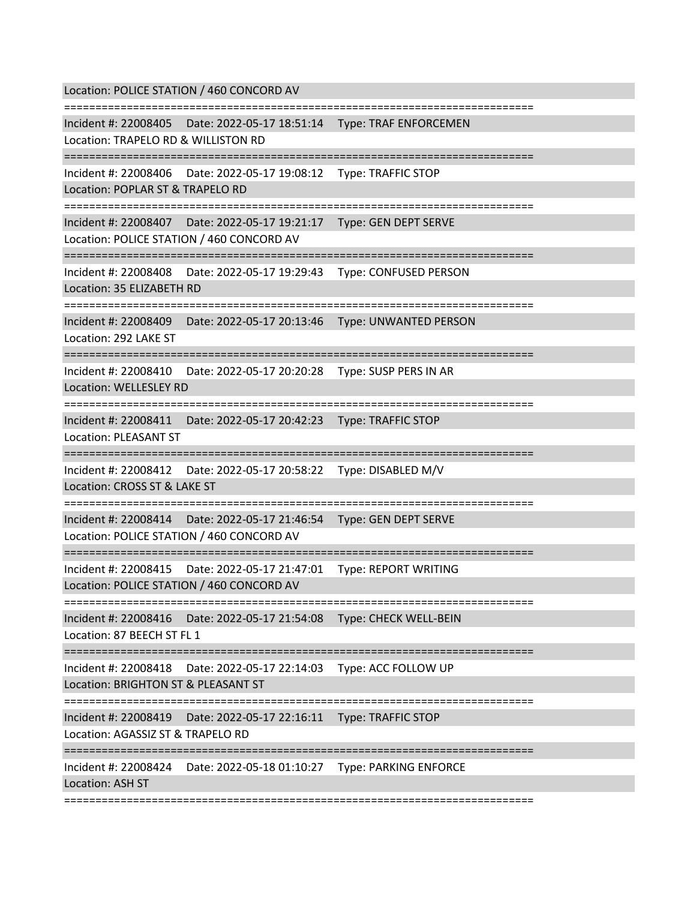Location: POLICE STATION / 460 CONCORD AV

===========================================================================

Incident #: 22008405 Date: 2022-05-17 18:51:14 Type: TRAF ENFORCEMEN

Location: TRAPELO RD & WILLISTON RD

===========================================================================

Incident #: 22008406 Date: 2022-05-17 19:08:12 Type: TRAFFIC STOP

Location: POPLAR ST & TRAPELO RD

===========================================================================

Incident #: 22008407 Date: 2022-05-17 19:21:17 Type: GEN DEPT SERVE

Location: POLICE STATION / 460 CONCORD AV

===========================================================================

Incident #: 22008408 Date: 2022-05-17 19:29:43 Type: CONFUSED PERSON

Location: 35 ELIZABETH RD

===========================================================================

Incident #: 22008409 Date: 2022-05-17 20:13:46 Type: UNWANTED PERSON

Location: 292 LAKE ST

===========================================================================

Incident #: 22008410 Date: 2022-05-17 20:20:28 Type: SUSP PERS IN AR

Location: WELLESLEY RD

===========================================================================

Incident #: 22008411 Date: 2022-05-17 20:42:23 Type: TRAFFIC STOP

Location: PLEASANT ST

===========================================================================

Incident #: 22008412 Date: 2022-05-17 20:58:22 Type: DISABLED M/V

Location: CROSS ST & LAKE ST

===========================================================================

Incident #: 22008414 Date: 2022-05-17 21:46:54 Type: GEN DEPT SERVE

Location: POLICE STATION / 460 CONCORD AV

===========================================================================

Incident #: 22008415 Date: 2022-05-17 21:47:01 Type: REPORT WRITING

Location: POLICE STATION / 460 CONCORD AV

===========================================================================

Incident #: 22008416 Date: 2022-05-17 21:54:08 Type: CHECK WELL-BEIN

Location: 87 BEECH ST FL 1

===========================================================================

Incident #: 22008418 Date: 2022-05-17 22:14:03 Type: ACC FOLLOW UP

Location: BRIGHTON ST & PLEASANT ST

===========================================================================

Incident #: 22008419 Date: 2022-05-17 22:16:11 Type: TRAFFIC STOP

Location: AGASSIZ ST & TRAPELO RD

===========================================================================

Incident #: 22008424 Date: 2022-05-18 01:10:27 Type: PARKING ENFORCE

Location: ASH ST

===========================================================================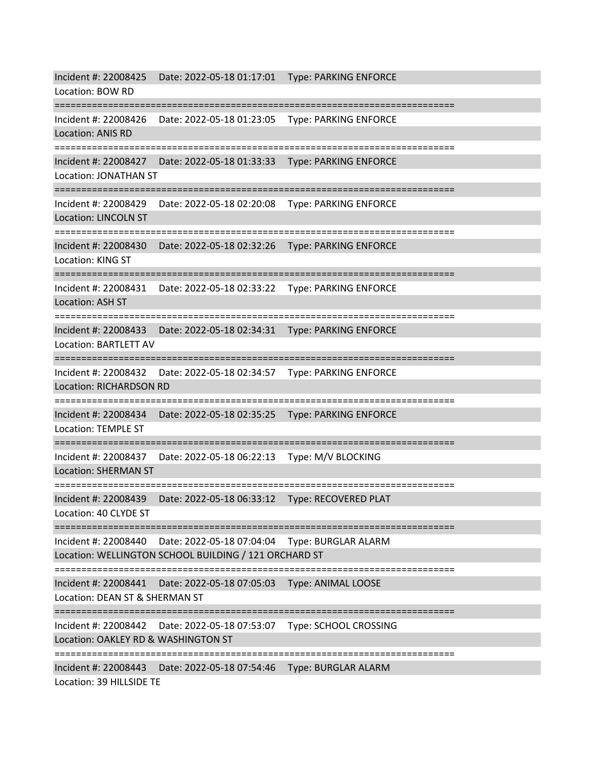Incident #: 22008425 Date: 2022-05-18 01:17:01 Type: PARKING ENFORCE
Location: BOW RD

===========================================================================

Incident #: 22008426 Date: 2022-05-18 01:23:05 Type: PARKING ENFORCE
Location: ANIS RD

===========================================================================

Incident #: 22008427 Date: 2022-05-18 01:33:33 Type: PARKING ENFORCE
Location: JONATHAN ST

===========================================================================

Incident #: 22008429 Date: 2022-05-18 02:20:08 Type: PARKING ENFORCE
Location: LINCOLN ST

===========================================================================

Incident #: 22008430 Date: 2022-05-18 02:32:26 Type: PARKING ENFORCE
Location: KING ST

===========================================================================

Incident #: 22008431 Date: 2022-05-18 02:33:22 Type: PARKING ENFORCE
Location: ASH ST

===========================================================================

Incident #: 22008433 Date: 2022-05-18 02:34:31 Type: PARKING ENFORCE
Location: BARTLETT AV

===========================================================================

Incident #: 22008432 Date: 2022-05-18 02:34:57 Type: PARKING ENFORCE
Location: RICHARDSON RD

===========================================================================

Incident #: 22008434 Date: 2022-05-18 02:35:25 Type: PARKING ENFORCE
Location: TEMPLE ST

===========================================================================

Incident #: 22008437 Date: 2022-05-18 06:22:13 Type: M/V BLOCKING
Location: SHERMAN ST

===========================================================================

Incident #: 22008439 Date: 2022-05-18 06:33:12 Type: RECOVERED PLAT
Location: 40 CLYDE ST

===========================================================================

Incident #: 22008440 Date: 2022-05-18 07:04:04 Type: BURGLAR ALARM
Location: WELLINGTON SCHOOL BUILDING / 121 ORCHARD ST

===========================================================================

Incident #: 22008441 Date: 2022-05-18 07:05:03 Type: ANIMAL LOOSE
Location: DEAN ST & SHERMAN ST

===========================================================================

Incident #: 22008442 Date: 2022-05-18 07:53:07 Type: SCHOOL CROSSING
Location: OAKLEY RD & WASHINGTON ST

===========================================================================

Incident #: 22008443 Date: 2022-05-18 07:54:46 Type: BURGLAR ALARM
Location: 39 HILLSIDE TE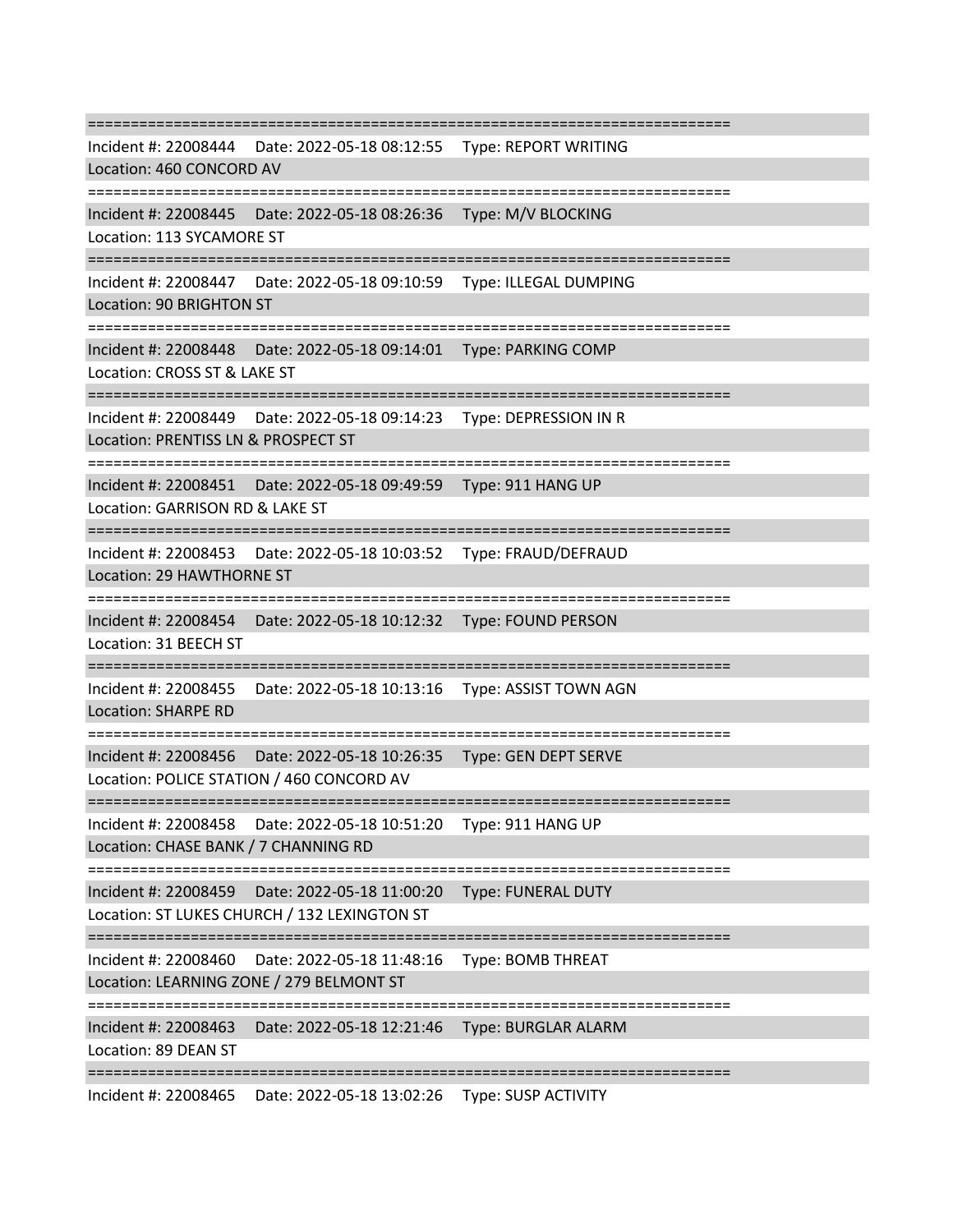===========================================================================

Incident #: 22008444    Date: 2022-05-18 08:12:55    Type: REPORT WRITING
Location: 460 CONCORD AV

===========================================================================

Incident #: 22008445    Date: 2022-05-18 08:26:36    Type: M/V BLOCKING
Location: 113 SYCAMORE ST

===========================================================================

Incident #: 22008447    Date: 2022-05-18 09:10:59    Type: ILLEGAL DUMPING
Location: 90 BRIGHTON ST

===========================================================================

Incident #: 22008448    Date: 2022-05-18 09:14:01    Type: PARKING COMP
Location: CROSS ST & LAKE ST

===========================================================================

Incident #: 22008449    Date: 2022-05-18 09:14:23    Type: DEPRESSION IN R
Location: PRENTISS LN & PROSPECT ST

===========================================================================

Incident #: 22008451    Date: 2022-05-18 09:49:59    Type: 911 HANG UP
Location: GARRISON RD & LAKE ST

===========================================================================

Incident #: 22008453    Date: 2022-05-18 10:03:52    Type: FRAUD/DEFRAUD
Location: 29 HAWTHORNE ST

===========================================================================

Incident #: 22008454    Date: 2022-05-18 10:12:32    Type: FOUND PERSON
Location: 31 BEECH ST

===========================================================================

Incident #: 22008455    Date: 2022-05-18 10:13:16    Type: ASSIST TOWN AGN
Location: SHARPE RD

===========================================================================

Incident #: 22008456    Date: 2022-05-18 10:26:35    Type: GEN DEPT SERVE
Location: POLICE STATION / 460 CONCORD AV

===========================================================================

Incident #: 22008458    Date: 2022-05-18 10:51:20    Type: 911 HANG UP
Location: CHASE BANK / 7 CHANNING RD

===========================================================================

Incident #: 22008459    Date: 2022-05-18 11:00:20    Type: FUNERAL DUTY
Location: ST LUKES CHURCH / 132 LEXINGTON ST

===========================================================================

Incident #: 22008460    Date: 2022-05-18 11:48:16    Type: BOMB THREAT
Location: LEARNING ZONE / 279 BELMONT ST

===========================================================================

Incident #: 22008463    Date: 2022-05-18 12:21:46    Type: BURGLAR ALARM
Location: 89 DEAN ST

===========================================================================

Incident #: 22008465    Date: 2022-05-18 13:02:26    Type: SUSP ACTIVITY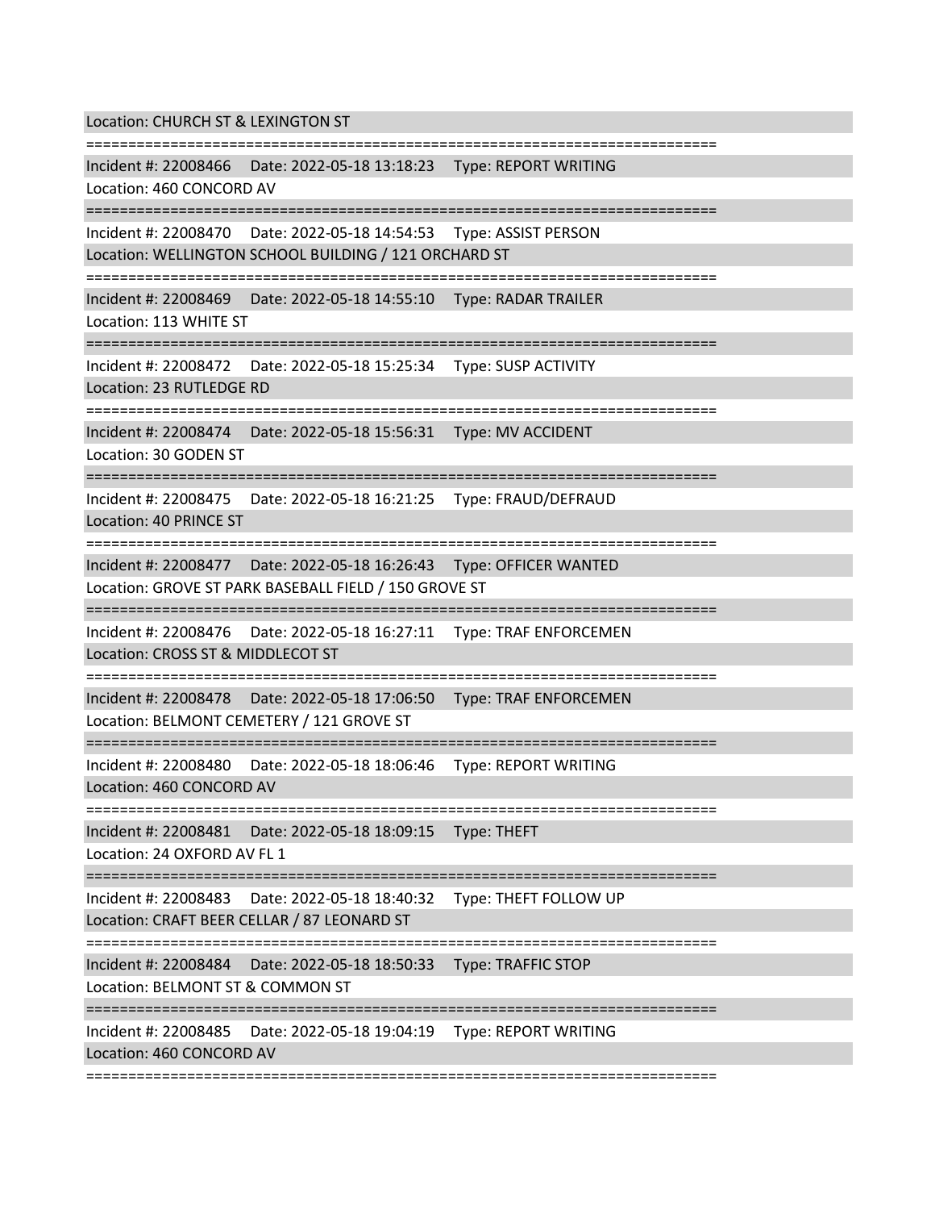Location: CHURCH ST & LEXINGTON ST

===========================================================================

Incident #: 22008466    Date: 2022-05-18 13:18:23    Type: REPORT WRITING

Location: 460 CONCORD AV

===========================================================================

Incident #: 22008470    Date: 2022-05-18 14:54:53    Type: ASSIST PERSON

Location: WELLINGTON SCHOOL BUILDING / 121 ORCHARD ST

===========================================================================

Incident #: 22008469    Date: 2022-05-18 14:55:10    Type: RADAR TRAILER

Location: 113 WHITE ST

===========================================================================

Incident #: 22008472    Date: 2022-05-18 15:25:34    Type: SUSP ACTIVITY

Location: 23 RUTLEDGE RD

===========================================================================

Incident #: 22008474    Date: 2022-05-18 15:56:31    Type: MV ACCIDENT

Location: 30 GODEN ST

===========================================================================

Incident #: 22008475    Date: 2022-05-18 16:21:25    Type: FRAUD/DEFRAUD

Location: 40 PRINCE ST

===========================================================================

Incident #: 22008477    Date: 2022-05-18 16:26:43    Type: OFFICER WANTED

Location: GROVE ST PARK BASEBALL FIELD / 150 GROVE ST

===========================================================================

Incident #: 22008476    Date: 2022-05-18 16:27:11    Type: TRAF ENFORCEMEN

Location: CROSS ST & MIDDLECOT ST

===========================================================================

Incident #: 22008478    Date: 2022-05-18 17:06:50    Type: TRAF ENFORCEMEN

Location: BELMONT CEMETERY / 121 GROVE ST

===========================================================================

Incident #: 22008480    Date: 2022-05-18 18:06:46    Type: REPORT WRITING

Location: 460 CONCORD AV

===========================================================================

Incident #: 22008481    Date: 2022-05-18 18:09:15    Type: THEFT

Location: 24 OXFORD AV FL 1

===========================================================================

Incident #: 22008483    Date: 2022-05-18 18:40:32    Type: THEFT FOLLOW UP

Location: CRAFT BEER CELLAR / 87 LEONARD ST

===========================================================================

Incident #: 22008484    Date: 2022-05-18 18:50:33    Type: TRAFFIC STOP

Location: BELMONT ST & COMMON ST

===========================================================================

Incident #: 22008485    Date: 2022-05-18 19:04:19    Type: REPORT WRITING

Location: 460 CONCORD AV

===========================================================================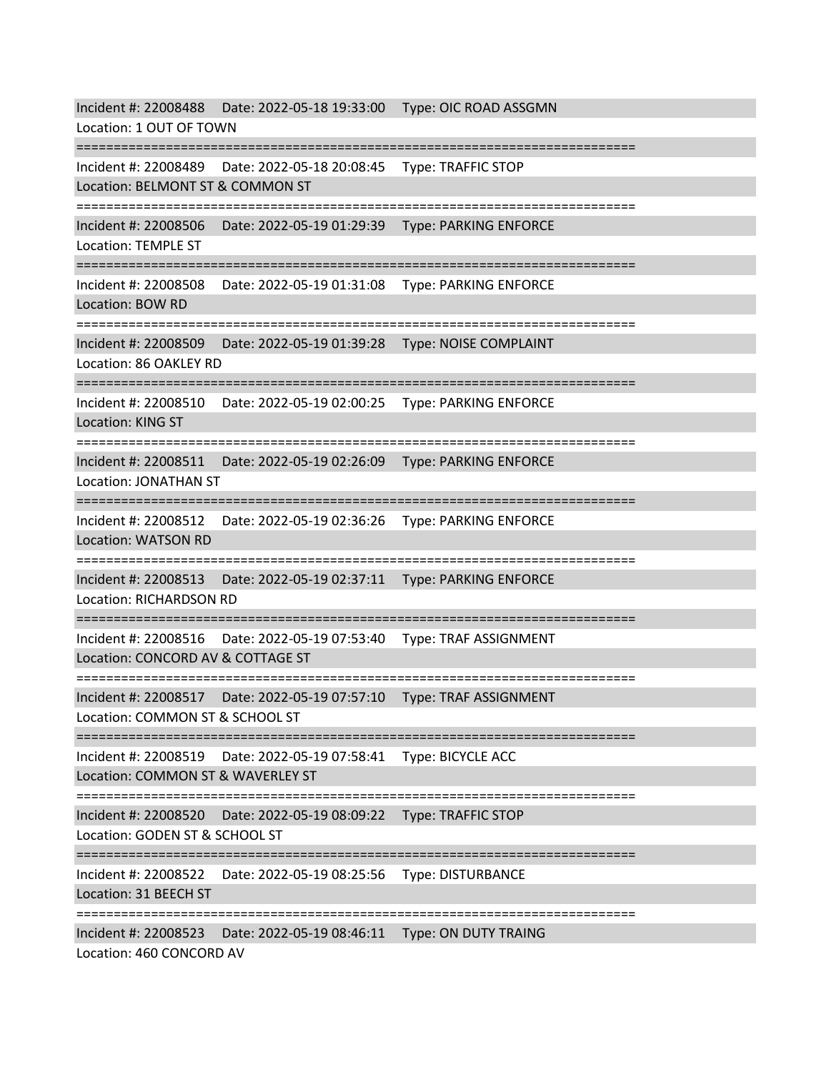Incident #: 22008488 Date: 2022-05-18 19:33:00 Type: OIC ROAD ASSGMN
Location: 1 OUT OF TOWN

===========================================================================

Incident #: 22008489 Date: 2022-05-18 20:08:45 Type: TRAFFIC STOP
Location: BELMONT ST & COMMON ST

===========================================================================

Incident #: 22008506 Date: 2022-05-19 01:29:39 Type: PARKING ENFORCE
Location: TEMPLE ST

===========================================================================

Incident #: 22008508 Date: 2022-05-19 01:31:08 Type: PARKING ENFORCE
Location: BOW RD

===========================================================================

Incident #: 22008509 Date: 2022-05-19 01:39:28 Type: NOISE COMPLAINT
Location: 86 OAKLEY RD

===========================================================================

Incident #: 22008510 Date: 2022-05-19 02:00:25 Type: PARKING ENFORCE
Location: KING ST

===========================================================================

Incident #: 22008511 Date: 2022-05-19 02:26:09 Type: PARKING ENFORCE
Location: JONATHAN ST

===========================================================================

Incident #: 22008512 Date: 2022-05-19 02:36:26 Type: PARKING ENFORCE
Location: WATSON RD

===========================================================================

Incident #: 22008513 Date: 2022-05-19 02:37:11 Type: PARKING ENFORCE
Location: RICHARDSON RD

===========================================================================

Incident #: 22008516 Date: 2022-05-19 07:53:40 Type: TRAF ASSIGNMENT
Location: CONCORD AV & COTTAGE ST

===========================================================================

Incident #: 22008517 Date: 2022-05-19 07:57:10 Type: TRAF ASSIGNMENT
Location: COMMON ST & SCHOOL ST

===========================================================================

Incident #: 22008519 Date: 2022-05-19 07:58:41 Type: BICYCLE ACC
Location: COMMON ST & WAVERLEY ST

===========================================================================

Incident #: 22008520 Date: 2022-05-19 08:09:22 Type: TRAFFIC STOP
Location: GODEN ST & SCHOOL ST

===========================================================================

Incident #: 22008522 Date: 2022-05-19 08:25:56 Type: DISTURBANCE
Location: 31 BEECH ST

===========================================================================

Incident #: 22008523 Date: 2022-05-19 08:46:11 Type: ON DUTY TRAING
Location: 460 CONCORD AV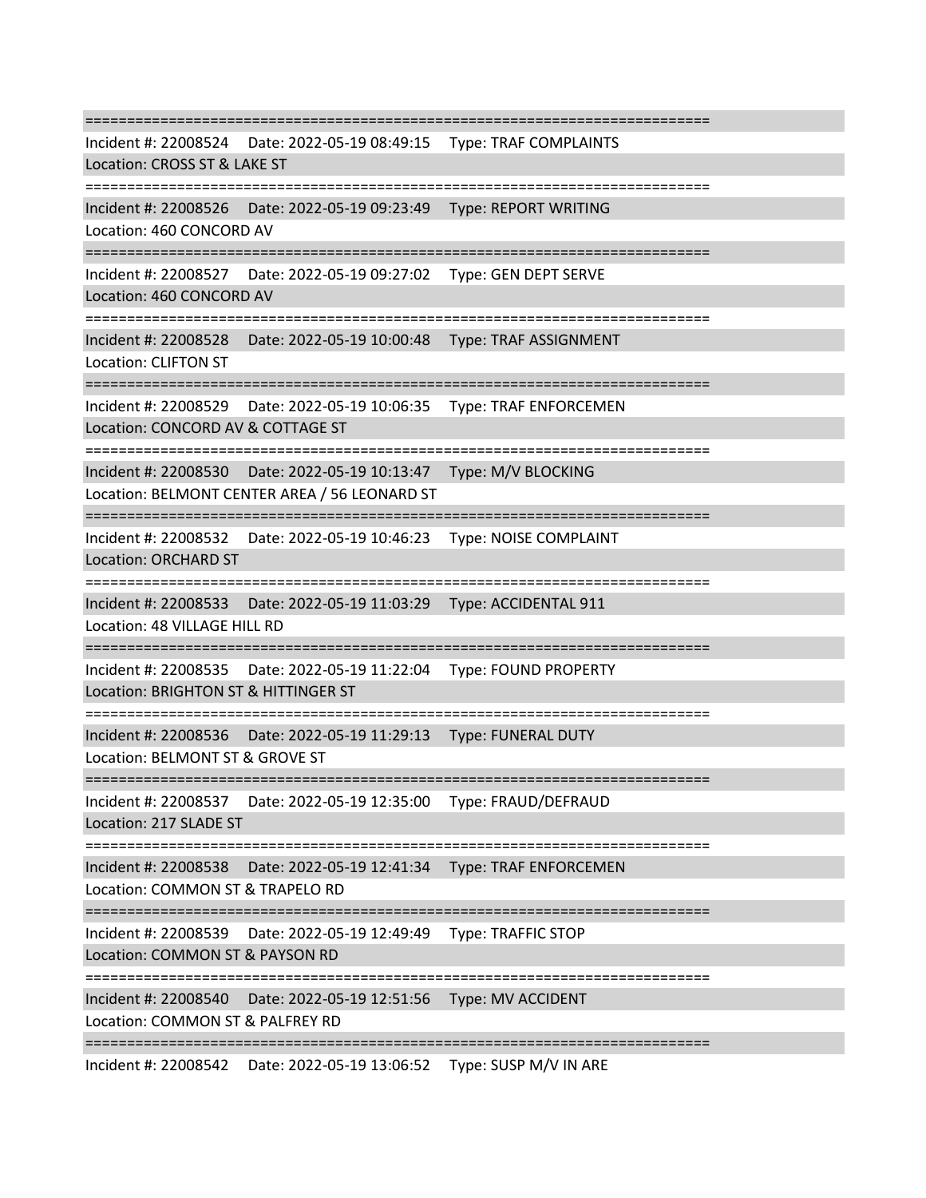===========================================================================
Incident #: 22008524 Date: 2022-05-19 08:49:15 Type: TRAF COMPLAINTS
Location: CROSS ST & LAKE ST

===========================================================================
Incident #: 22008526 Date: 2022-05-19 09:23:49 Type: REPORT WRITING
Location: 460 CONCORD AV

===========================================================================
Incident #: 22008527 Date: 2022-05-19 09:27:02 Type: GEN DEPT SERVE
Location: 460 CONCORD AV

===========================================================================
Incident #: 22008528 Date: 2022-05-19 10:00:48 Type: TRAF ASSIGNMENT
Location: CLIFTON ST

===========================================================================
Incident #: 22008529 Date: 2022-05-19 10:06:35 Type: TRAF ENFORCEMEN
Location: CONCORD AV & COTTAGE ST

===========================================================================
Incident #: 22008530 Date: 2022-05-19 10:13:47 Type: M/V BLOCKING
Location: BELMONT CENTER AREA / 56 LEONARD ST

===========================================================================
Incident #: 22008532 Date: 2022-05-19 10:46:23 Type: NOISE COMPLAINT
Location: ORCHARD ST

===========================================================================
Incident #: 22008533 Date: 2022-05-19 11:03:29 Type: ACCIDENTAL 911
Location: 48 VILLAGE HILL RD

===========================================================================
Incident #: 22008535 Date: 2022-05-19 11:22:04 Type: FOUND PROPERTY
Location: BRIGHTON ST & HITTINGER ST

===========================================================================
Incident #: 22008536 Date: 2022-05-19 11:29:13 Type: FUNERAL DUTY
Location: BELMONT ST & GROVE ST

===========================================================================
Incident #: 22008537 Date: 2022-05-19 12:35:00 Type: FRAUD/DEFRAUD
Location: 217 SLADE ST

===========================================================================
Incident #: 22008538 Date: 2022-05-19 12:41:34 Type: TRAF ENFORCEMEN
Location: COMMON ST & TRAPELO RD

===========================================================================
Incident #: 22008539 Date: 2022-05-19 12:49:49 Type: TRAFFIC STOP
Location: COMMON ST & PAYSON RD

===========================================================================
Incident #: 22008540 Date: 2022-05-19 12:51:56 Type: MV ACCIDENT
Location: COMMON ST & PALFREY RD

===========================================================================
Incident #: 22008542 Date: 2022-05-19 13:06:52 Type: SUSP M/V IN ARE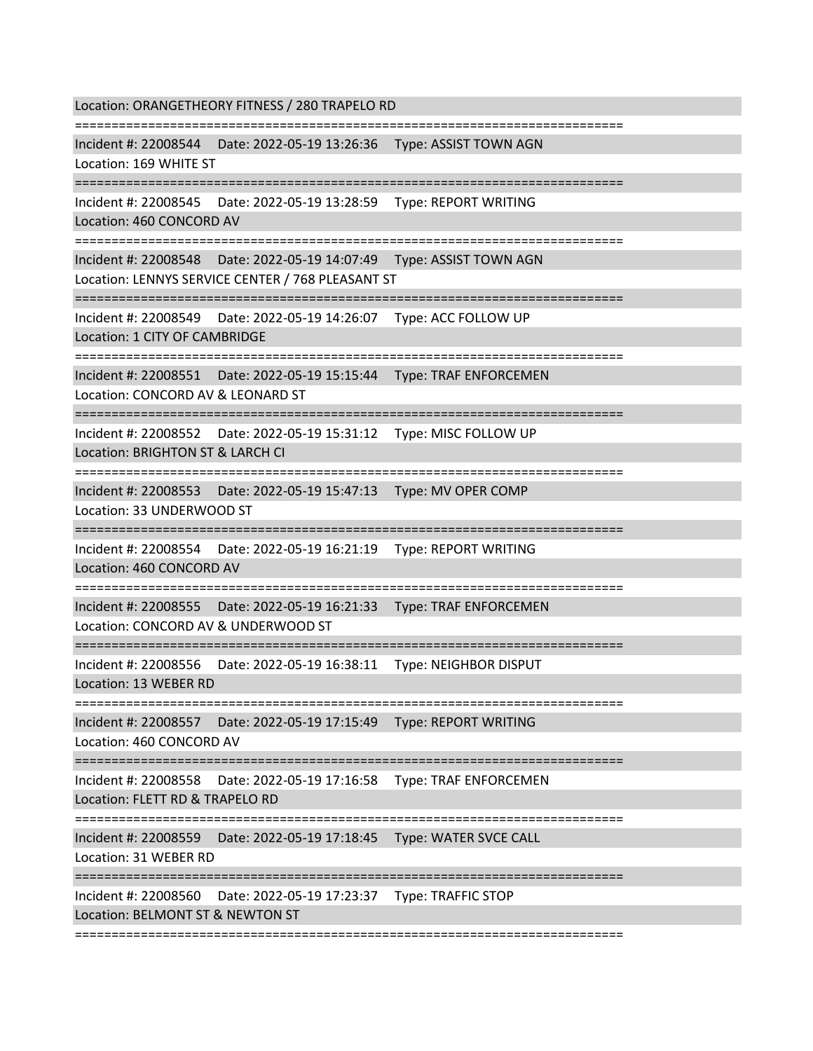Location: ORANGETHEORY FITNESS / 280 TRAPELO RD

===========================================================================

Incident #: 22008544 Date: 2022-05-19 13:26:36 Type: ASSIST TOWN AGN

Location: 169 WHITE ST

===========================================================================

Incident #: 22008545 Date: 2022-05-19 13:28:59 Type: REPORT WRITING

Location: 460 CONCORD AV

===========================================================================

Incident #: 22008548 Date: 2022-05-19 14:07:49 Type: ASSIST TOWN AGN

Location: LENNYS SERVICE CENTER / 768 PLEASANT ST

===========================================================================

Incident #: 22008549 Date: 2022-05-19 14:26:07 Type: ACC FOLLOW UP

Location: 1 CITY OF CAMBRIDGE

===========================================================================

Incident #: 22008551 Date: 2022-05-19 15:15:44 Type: TRAF ENFORCEMEN

Location: CONCORD AV & LEONARD ST

===========================================================================

Incident #: 22008552 Date: 2022-05-19 15:31:12 Type: MISC FOLLOW UP

Location: BRIGHTON ST & LARCH CI

===========================================================================

Incident #: 22008553 Date: 2022-05-19 15:47:13 Type: MV OPER COMP

Location: 33 UNDERWOOD ST

===========================================================================

Incident #: 22008554 Date: 2022-05-19 16:21:19 Type: REPORT WRITING

Location: 460 CONCORD AV

===========================================================================

Incident #: 22008555 Date: 2022-05-19 16:21:33 Type: TRAF ENFORCEMEN

Location: CONCORD AV & UNDERWOOD ST

===========================================================================

Incident #: 22008556 Date: 2022-05-19 16:38:11 Type: NEIGHBOR DISPUT

Location: 13 WEBER RD

===========================================================================

Incident #: 22008557 Date: 2022-05-19 17:15:49 Type: REPORT WRITING

Location: 460 CONCORD AV

===========================================================================

Incident #: 22008558 Date: 2022-05-19 17:16:58 Type: TRAF ENFORCEMEN

Location: FLETT RD & TRAPELO RD

===========================================================================

Incident #: 22008559 Date: 2022-05-19 17:18:45 Type: WATER SVCE CALL

Location: 31 WEBER RD

===========================================================================

Incident #: 22008560 Date: 2022-05-19 17:23:37 Type: TRAFFIC STOP

Location: BELMONT ST & NEWTON ST

===========================================================================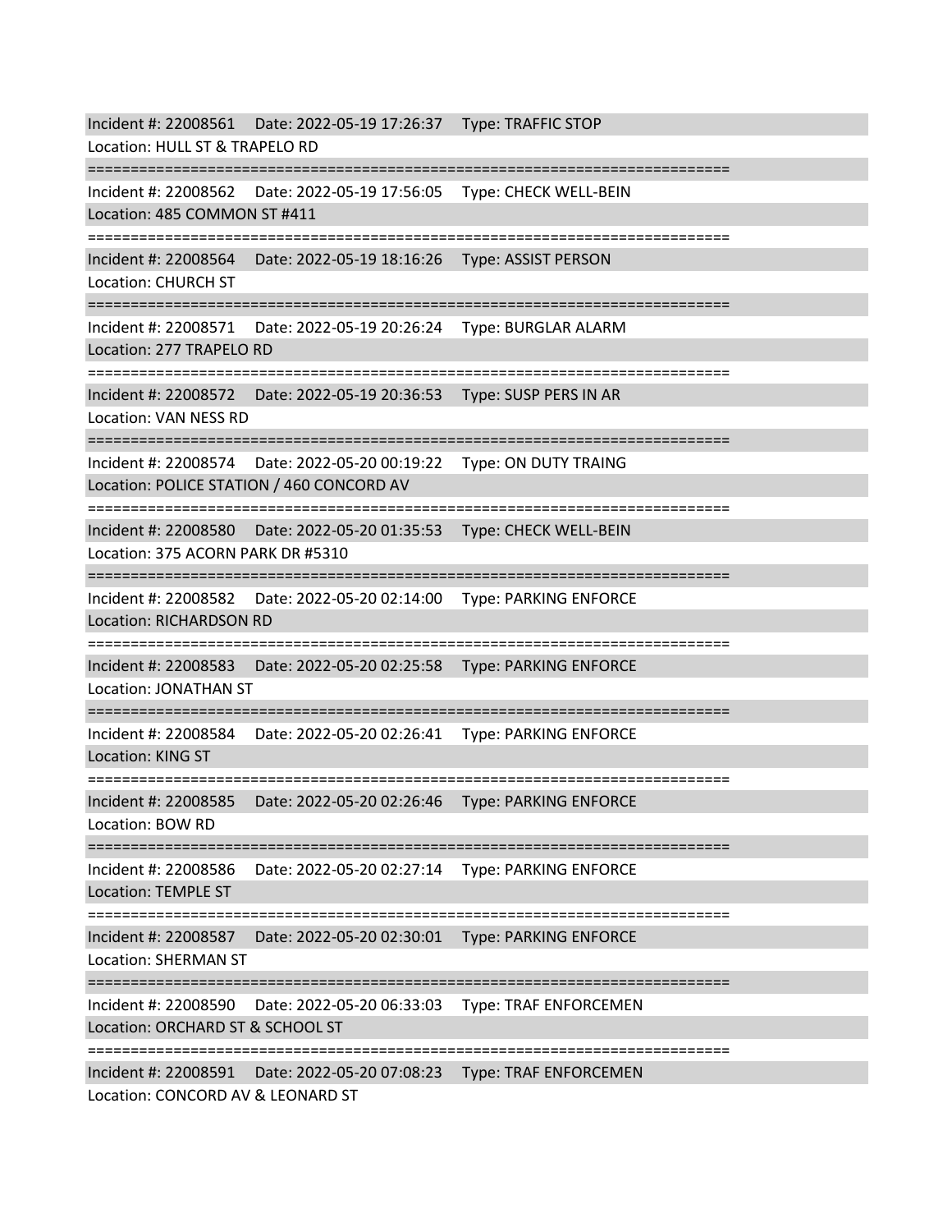Incident #: 22008561 Date: 2022-05-19 17:26:37 Type: TRAFFIC STOP
Location: HULL ST & TRAPELO RD

===========================================================================

Incident #: 22008562 Date: 2022-05-19 17:56:05 Type: CHECK WELL-BEIN
Location: 485 COMMON ST #411

===========================================================================

Incident #: 22008564 Date: 2022-05-19 18:16:26 Type: ASSIST PERSON
Location: CHURCH ST

===========================================================================

Incident #: 22008571 Date: 2022-05-19 20:26:24 Type: BURGLAR ALARM
Location: 277 TRAPELO RD

===========================================================================

Incident #: 22008572 Date: 2022-05-19 20:36:53 Type: SUSP PERS IN AR
Location: VAN NESS RD

===========================================================================

Incident #: 22008574 Date: 2022-05-20 00:19:22 Type: ON DUTY TRAING
Location: POLICE STATION / 460 CONCORD AV

===========================================================================

Incident #: 22008580 Date: 2022-05-20 01:35:53 Type: CHECK WELL-BEIN
Location: 375 ACORN PARK DR #5310

===========================================================================

Incident #: 22008582 Date: 2022-05-20 02:14:00 Type: PARKING ENFORCE
Location: RICHARDSON RD

===========================================================================

Incident #: 22008583 Date: 2022-05-20 02:25:58 Type: PARKING ENFORCE
Location: JONATHAN ST

===========================================================================

Incident #: 22008584 Date: 2022-05-20 02:26:41 Type: PARKING ENFORCE
Location: KING ST

===========================================================================

Incident #: 22008585 Date: 2022-05-20 02:26:46 Type: PARKING ENFORCE
Location: BOW RD

===========================================================================

Incident #: 22008586 Date: 2022-05-20 02:27:14 Type: PARKING ENFORCE
Location: TEMPLE ST

===========================================================================

Incident #: 22008587 Date: 2022-05-20 02:30:01 Type: PARKING ENFORCE
Location: SHERMAN ST

===========================================================================

Incident #: 22008590 Date: 2022-05-20 06:33:03 Type: TRAF ENFORCEMEN
Location: ORCHARD ST & SCHOOL ST

===========================================================================

Incident #: 22008591 Date: 2022-05-20 07:08:23 Type: TRAF ENFORCEMEN
Location: CONCORD AV & LEONARD ST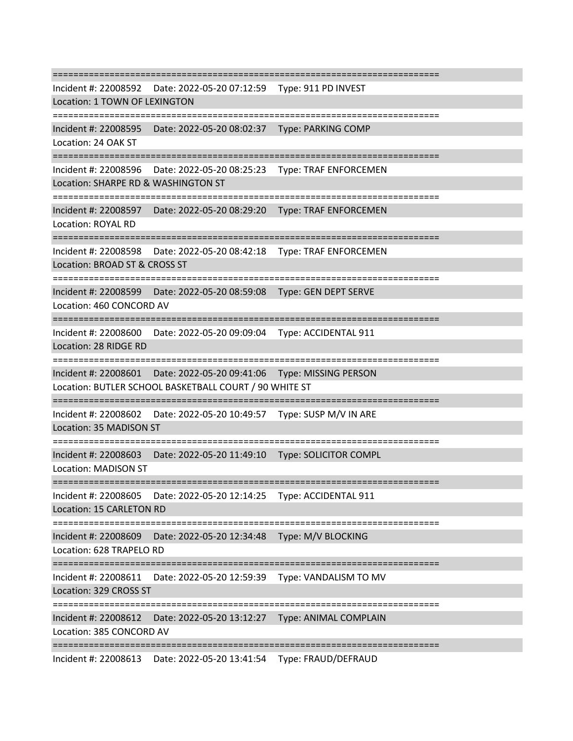===========================================================================
Incident #: 22008592 Date: 2022-05-20 07:12:59 Type: 911 PD INVEST
Location: 1 TOWN OF LEXINGTON
===========================================================================
Incident #: 22008595 Date: 2022-05-20 08:02:37 Type: PARKING COMP
Location: 24 OAK ST
===========================================================================
Incident #: 22008596 Date: 2022-05-20 08:25:23 Type: TRAF ENFORCEMEN
Location: SHARPE RD & WASHINGTON ST
===========================================================================
Incident #: 22008597 Date: 2022-05-20 08:29:20 Type: TRAF ENFORCEMEN
Location: ROYAL RD
===========================================================================
Incident #: 22008598 Date: 2022-05-20 08:42:18 Type: TRAF ENFORCEMEN
Location: BROAD ST & CROSS ST
===========================================================================
Incident #: 22008599 Date: 2022-05-20 08:59:08 Type: GEN DEPT SERVE
Location: 460 CONCORD AV
===========================================================================
Incident #: 22008600 Date: 2022-05-20 09:09:04 Type: ACCIDENTAL 911
Location: 28 RIDGE RD
===========================================================================
Incident #: 22008601 Date: 2022-05-20 09:41:06 Type: MISSING PERSON
Location: BUTLER SCHOOL BASKETBALL COURT / 90 WHITE ST
===========================================================================
Incident #: 22008602 Date: 2022-05-20 10:49:57 Type: SUSP M/V IN ARE
Location: 35 MADISON ST
===========================================================================
Incident #: 22008603 Date: 2022-05-20 11:49:10 Type: SOLICITOR COMPL
Location: MADISON ST
===========================================================================
Incident #: 22008605 Date: 2022-05-20 12:14:25 Type: ACCIDENTAL 911
Location: 15 CARLETON RD
===========================================================================
Incident #: 22008609 Date: 2022-05-20 12:34:48 Type: M/V BLOCKING
Location: 628 TRAPELO RD
===========================================================================
Incident #: 22008611 Date: 2022-05-20 12:59:39 Type: VANDALISM TO MV
Location: 329 CROSS ST
===========================================================================
Incident #: 22008612 Date: 2022-05-20 13:12:27 Type: ANIMAL COMPLAIN
Location: 385 CONCORD AV
===========================================================================
Incident #: 22008613 Date: 2022-05-20 13:41:54 Type: FRAUD/DEFRAUD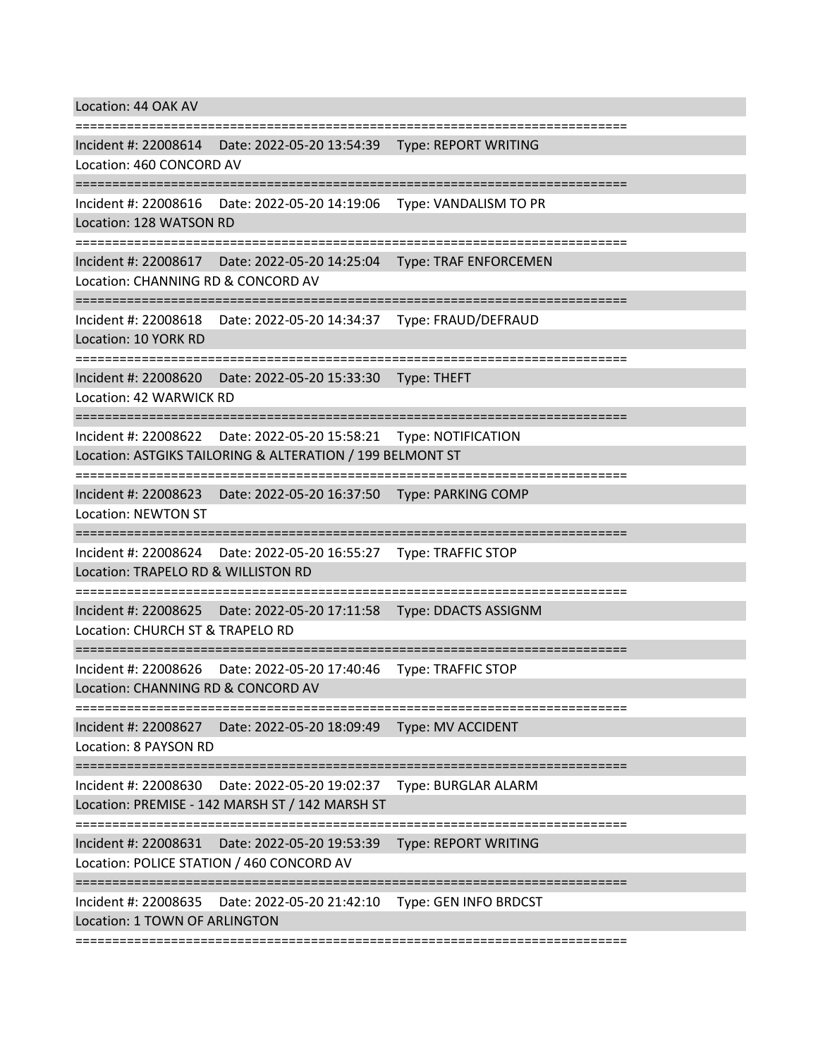Location: 44 OAK AV

===========================================================================

Incident #: 22008614    Date: 2022-05-20 13:54:39    Type: REPORT WRITING
Location: 460 CONCORD AV

===========================================================================

Incident #: 22008616    Date: 2022-05-20 14:19:06    Type: VANDALISM TO PR
Location: 128 WATSON RD

===========================================================================

Incident #: 22008617    Date: 2022-05-20 14:25:04    Type: TRAF ENFORCEMEN
Location: CHANNING RD & CONCORD AV

===========================================================================

Incident #: 22008618    Date: 2022-05-20 14:34:37    Type: FRAUD/DEFRAUD
Location: 10 YORK RD

===========================================================================

Incident #: 22008620    Date: 2022-05-20 15:33:30    Type: THEFT
Location: 42 WARWICK RD

===========================================================================

Incident #: 22008622    Date: 2022-05-20 15:58:21    Type: NOTIFICATION
Location: ASTGIKS TAILORING & ALTERATION / 199 BELMONT ST

===========================================================================

Incident #: 22008623    Date: 2022-05-20 16:37:50    Type: PARKING COMP
Location: NEWTON ST

===========================================================================

Incident #: 22008624    Date: 2022-05-20 16:55:27    Type: TRAFFIC STOP
Location: TRAPELO RD & WILLISTON RD

===========================================================================

Incident #: 22008625    Date: 2022-05-20 17:11:58    Type: DDACTS ASSIGNM
Location: CHURCH ST & TRAPELO RD

===========================================================================

Incident #: 22008626    Date: 2022-05-20 17:40:46    Type: TRAFFIC STOP
Location: CHANNING RD & CONCORD AV

===========================================================================

Incident #: 22008627    Date: 2022-05-20 18:09:49    Type: MV ACCIDENT
Location: 8 PAYSON RD

===========================================================================

Incident #: 22008630    Date: 2022-05-20 19:02:37    Type: BURGLAR ALARM
Location: PREMISE - 142 MARSH ST / 142 MARSH ST

===========================================================================

Incident #: 22008631    Date: 2022-05-20 19:53:39    Type: REPORT WRITING
Location: POLICE STATION / 460 CONCORD AV

===========================================================================

Incident #: 22008635    Date: 2022-05-20 21:42:10    Type: GEN INFO BRDCST
Location: 1 TOWN OF ARLINGTON

===========================================================================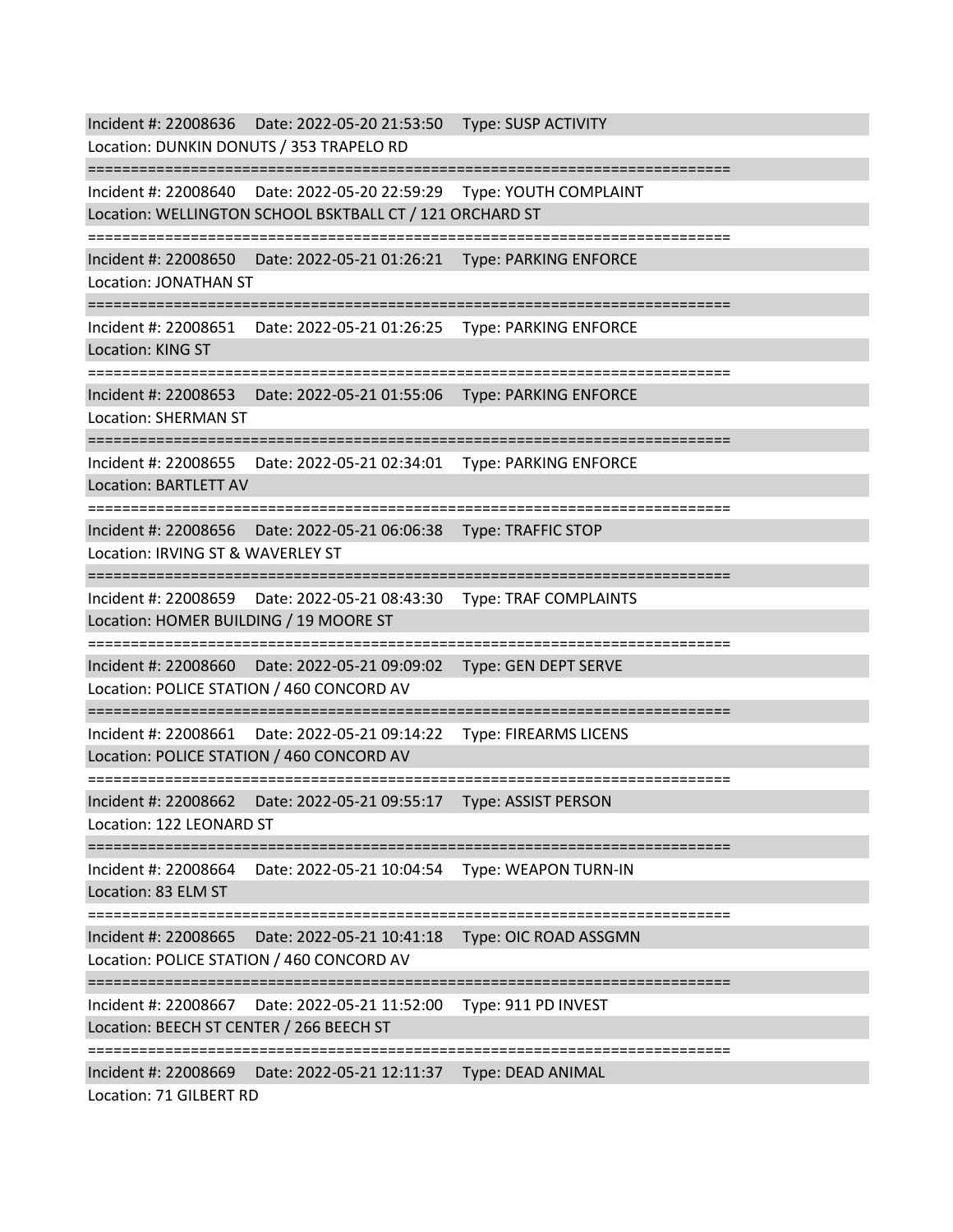Incident #: 22008636 Date: 2022-05-20 21:53:50 Type: SUSP ACTIVITY
Location: DUNKIN DONUTS / 353 TRAPELO RD

===========================================================================

Incident #: 22008640 Date: 2022-05-20 22:59:29 Type: YOUTH COMPLAINT
Location: WELLINGTON SCHOOL BSKTBALL CT / 121 ORCHARD ST

===========================================================================

Incident #: 22008650 Date: 2022-05-21 01:26:21 Type: PARKING ENFORCE
Location: JONATHAN ST

===========================================================================

Incident #: 22008651 Date: 2022-05-21 01:26:25 Type: PARKING ENFORCE
Location: KING ST

===========================================================================

Incident #: 22008653 Date: 2022-05-21 01:55:06 Type: PARKING ENFORCE
Location: SHERMAN ST

===========================================================================

Incident #: 22008655 Date: 2022-05-21 02:34:01 Type: PARKING ENFORCE
Location: BARTLETT AV

===========================================================================

Incident #: 22008656 Date: 2022-05-21 06:06:38 Type: TRAFFIC STOP
Location: IRVING ST & WAVERLEY ST

===========================================================================

Incident #: 22008659 Date: 2022-05-21 08:43:30 Type: TRAF COMPLAINTS
Location: HOMER BUILDING / 19 MOORE ST

===========================================================================

Incident #: 22008660 Date: 2022-05-21 09:09:02 Type: GEN DEPT SERVE
Location: POLICE STATION / 460 CONCORD AV

===========================================================================

Incident #: 22008661 Date: 2022-05-21 09:14:22 Type: FIREARMS LICENS
Location: POLICE STATION / 460 CONCORD AV

===========================================================================

Incident #: 22008662 Date: 2022-05-21 09:55:17 Type: ASSIST PERSON
Location: 122 LEONARD ST

===========================================================================

Incident #: 22008664 Date: 2022-05-21 10:04:54 Type: WEAPON TURN-IN
Location: 83 ELM ST

===========================================================================

Incident #: 22008665 Date: 2022-05-21 10:41:18 Type: OIC ROAD ASSGMN
Location: POLICE STATION / 460 CONCORD AV

===========================================================================

Incident #: 22008667 Date: 2022-05-21 11:52:00 Type: 911 PD INVEST
Location: BEECH ST CENTER / 266 BEECH ST

===========================================================================

Incident #: 22008669 Date: 2022-05-21 12:11:37 Type: DEAD ANIMAL
Location: 71 GILBERT RD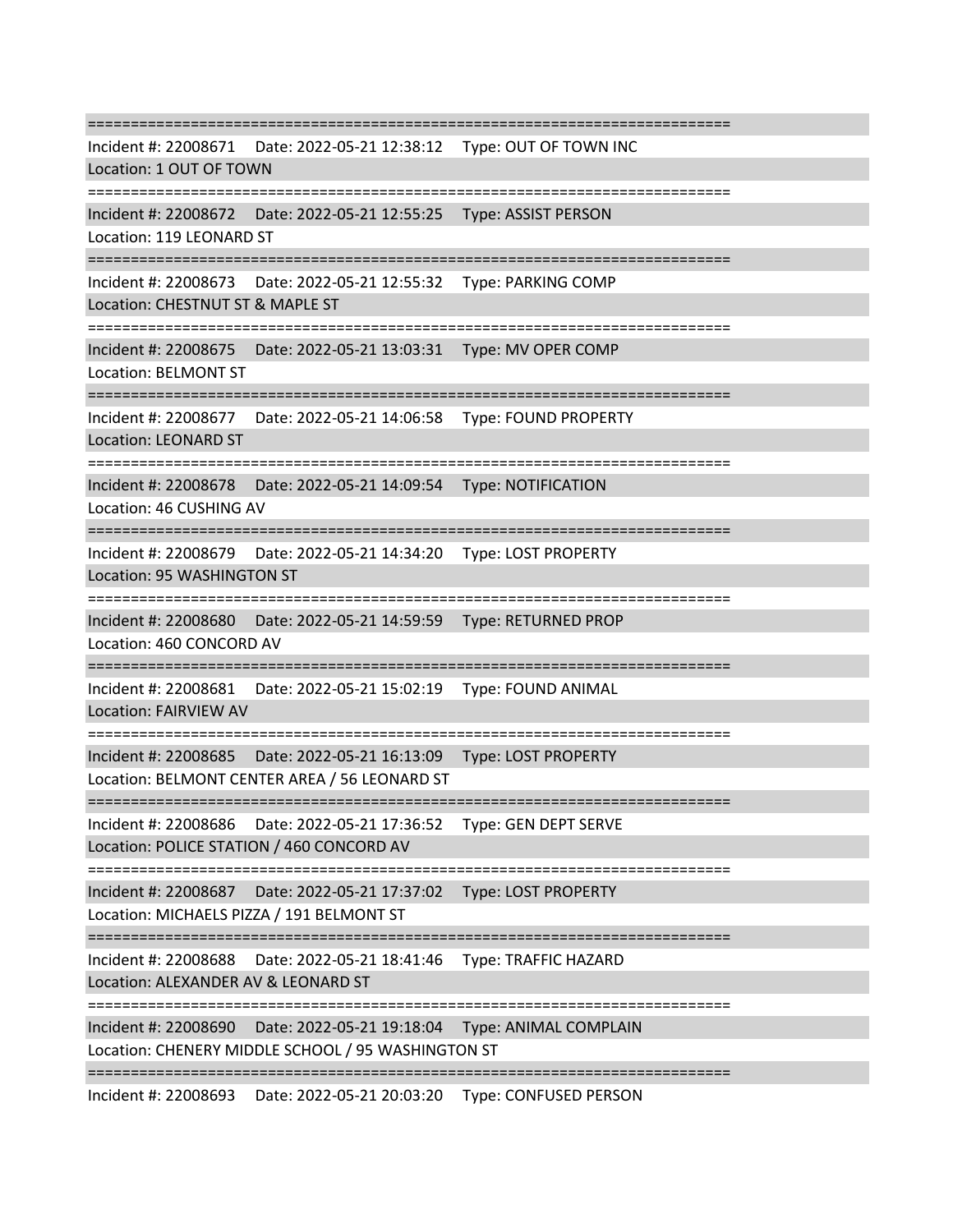===========================================================================

Incident #: 22008671 Date: 2022-05-21 12:38:12 Type: OUT OF TOWN INC
Location: 1 OUT OF TOWN

===========================================================================

Incident #: 22008672 Date: 2022-05-21 12:55:25 Type: ASSIST PERSON
Location: 119 LEONARD ST

===========================================================================

Incident #: 22008673 Date: 2022-05-21 12:55:32 Type: PARKING COMP
Location: CHESTNUT ST & MAPLE ST

===========================================================================

Incident #: 22008675 Date: 2022-05-21 13:03:31 Type: MV OPER COMP
Location: BELMONT ST

===========================================================================

Incident #: 22008677 Date: 2022-05-21 14:06:58 Type: FOUND PROPERTY
Location: LEONARD ST

===========================================================================

Incident #: 22008678 Date: 2022-05-21 14:09:54 Type: NOTIFICATION
Location: 46 CUSHING AV

===========================================================================

Incident #: 22008679 Date: 2022-05-21 14:34:20 Type: LOST PROPERTY
Location: 95 WASHINGTON ST

===========================================================================

Incident #: 22008680 Date: 2022-05-21 14:59:59 Type: RETURNED PROP
Location: 460 CONCORD AV

===========================================================================

Incident #: 22008681 Date: 2022-05-21 15:02:19 Type: FOUND ANIMAL
Location: FAIRVIEW AV

===========================================================================

Incident #: 22008685 Date: 2022-05-21 16:13:09 Type: LOST PROPERTY
Location: BELMONT CENTER AREA / 56 LEONARD ST

===========================================================================

Incident #: 22008686 Date: 2022-05-21 17:36:52 Type: GEN DEPT SERVE
Location: POLICE STATION / 460 CONCORD AV

===========================================================================

Incident #: 22008687 Date: 2022-05-21 17:37:02 Type: LOST PROPERTY
Location: MICHAELS PIZZA / 191 BELMONT ST

===========================================================================

Incident #: 22008688 Date: 2022-05-21 18:41:46 Type: TRAFFIC HAZARD
Location: ALEXANDER AV & LEONARD ST

===========================================================================

Incident #: 22008690 Date: 2022-05-21 19:18:04 Type: ANIMAL COMPLAIN
Location: CHENERY MIDDLE SCHOOL / 95 WASHINGTON ST

===========================================================================

Incident #: 22008693 Date: 2022-05-21 20:03:20 Type: CONFUSED PERSON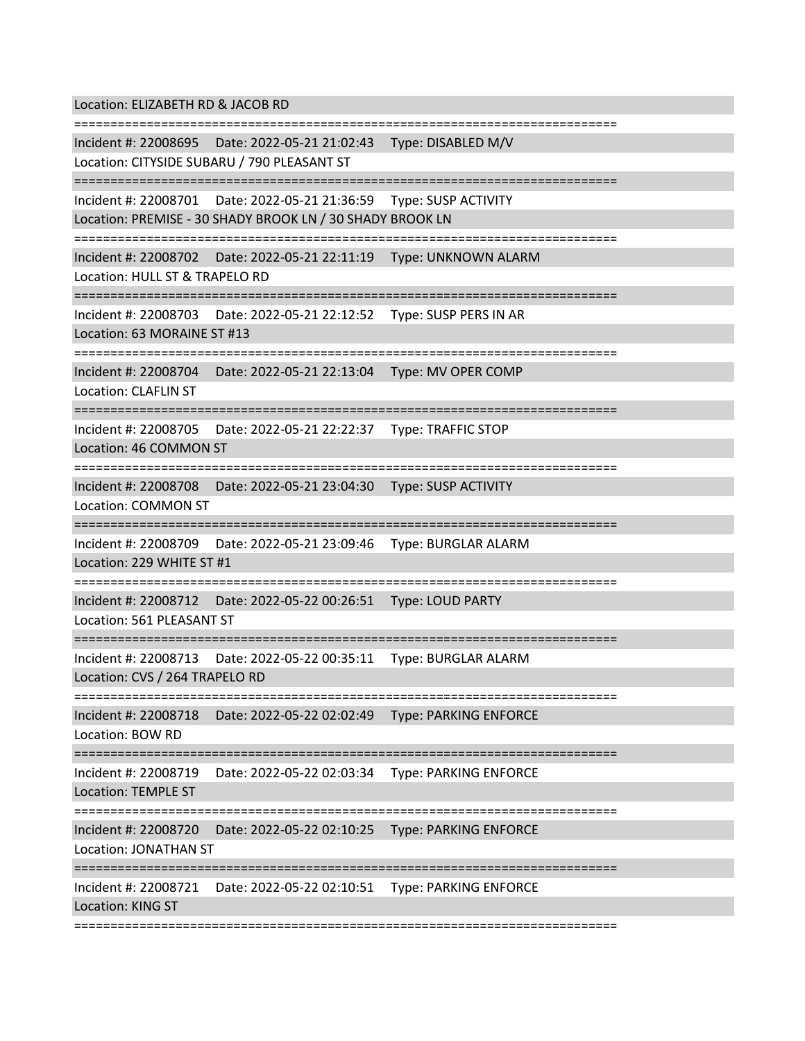Location: ELIZABETH RD & JACOB RD

===========================================================================

Incident #: 22008695 Date: 2022-05-21 21:02:43 Type: DISABLED M/V
Location: CITYSIDE SUBARU / 790 PLEASANT ST

===========================================================================

Incident #: 22008701 Date: 2022-05-21 21:36:59 Type: SUSP ACTIVITY
Location: PREMISE - 30 SHADY BROOK LN / 30 SHADY BROOK LN

===========================================================================

Incident #: 22008702 Date: 2022-05-21 22:11:19 Type: UNKNOWN ALARM
Location: HULL ST & TRAPELO RD

===========================================================================

Incident #: 22008703 Date: 2022-05-21 22:12:52 Type: SUSP PERS IN AR
Location: 63 MORAINE ST #13

===========================================================================

Incident #: 22008704 Date: 2022-05-21 22:13:04 Type: MV OPER COMP
Location: CLAFLIN ST

===========================================================================

Incident #: 22008705 Date: 2022-05-21 22:22:37 Type: TRAFFIC STOP
Location: 46 COMMON ST

===========================================================================

Incident #: 22008708 Date: 2022-05-21 23:04:30 Type: SUSP ACTIVITY
Location: COMMON ST

===========================================================================

Incident #: 22008709 Date: 2022-05-21 23:09:46 Type: BURGLAR ALARM
Location: 229 WHITE ST #1

===========================================================================

Incident #: 22008712 Date: 2022-05-22 00:26:51 Type: LOUD PARTY
Location: 561 PLEASANT ST

===========================================================================

Incident #: 22008713 Date: 2022-05-22 00:35:11 Type: BURGLAR ALARM
Location: CVS / 264 TRAPELO RD

===========================================================================

Incident #: 22008718 Date: 2022-05-22 02:02:49 Type: PARKING ENFORCE
Location: BOW RD

===========================================================================

Incident #: 22008719 Date: 2022-05-22 02:03:34 Type: PARKING ENFORCE
Location: TEMPLE ST

===========================================================================

Incident #: 22008720 Date: 2022-05-22 02:10:25 Type: PARKING ENFORCE
Location: JONATHAN ST

===========================================================================

Incident #: 22008721 Date: 2022-05-22 02:10:51 Type: PARKING ENFORCE
Location: KING ST

===========================================================================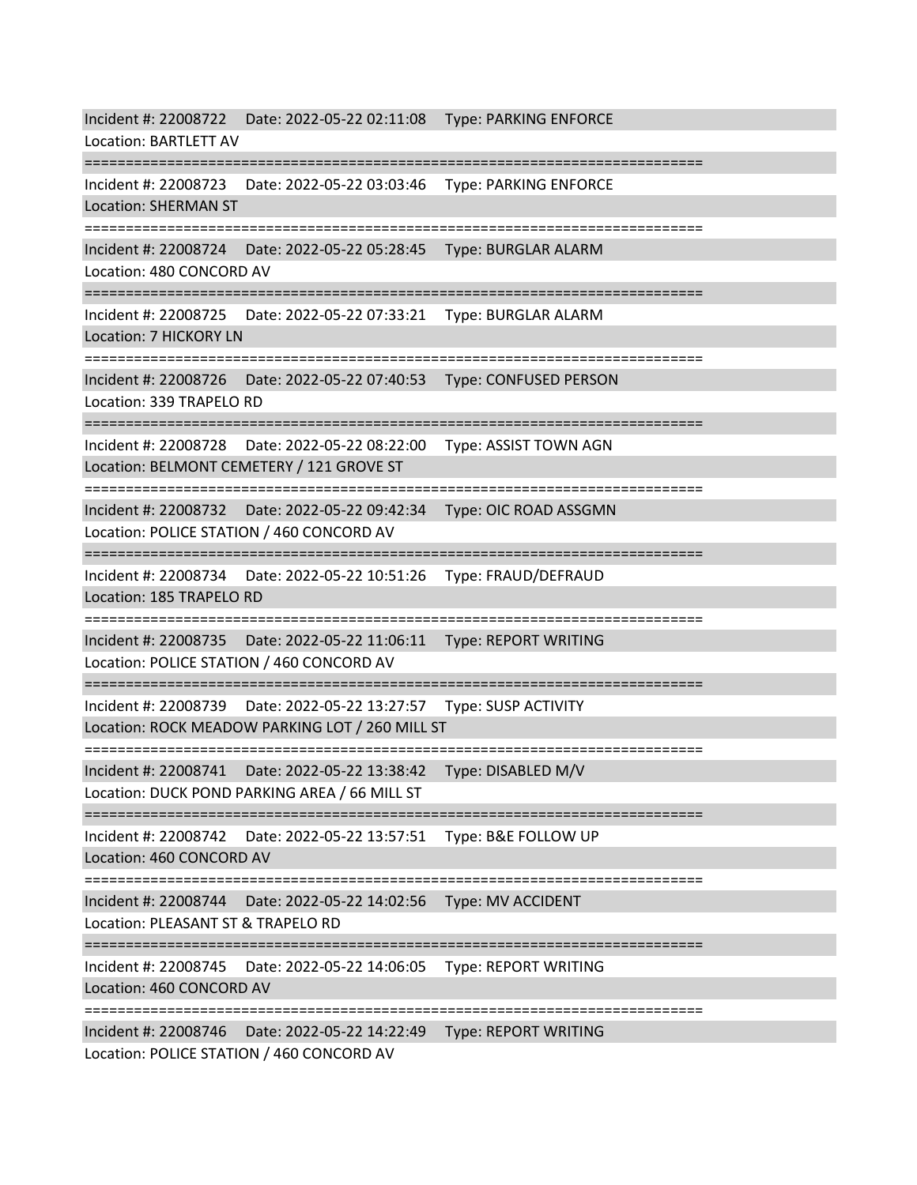Incident #: 22008722 Date: 2022-05-22 02:11:08 Type: PARKING ENFORCE
Location: BARTLETT AV

===========================================================================

Incident #: 22008723 Date: 2022-05-22 03:03:46 Type: PARKING ENFORCE
Location: SHERMAN ST

===========================================================================

Incident #: 22008724 Date: 2022-05-22 05:28:45 Type: BURGLAR ALARM
Location: 480 CONCORD AV

===========================================================================

Incident #: 22008725 Date: 2022-05-22 07:33:21 Type: BURGLAR ALARM
Location: 7 HICKORY LN

===========================================================================

Incident #: 22008726 Date: 2022-05-22 07:40:53 Type: CONFUSED PERSON
Location: 339 TRAPELO RD

===========================================================================

Incident #: 22008728 Date: 2022-05-22 08:22:00 Type: ASSIST TOWN AGN
Location: BELMONT CEMETERY / 121 GROVE ST

===========================================================================

Incident #: 22008732 Date: 2022-05-22 09:42:34 Type: OIC ROAD ASSGMN
Location: POLICE STATION / 460 CONCORD AV

===========================================================================

Incident #: 22008734 Date: 2022-05-22 10:51:26 Type: FRAUD/DEFRAUD
Location: 185 TRAPELO RD

===========================================================================

Incident #: 22008735 Date: 2022-05-22 11:06:11 Type: REPORT WRITING
Location: POLICE STATION / 460 CONCORD AV

===========================================================================

Incident #: 22008739 Date: 2022-05-22 13:27:57 Type: SUSP ACTIVITY
Location: ROCK MEADOW PARKING LOT / 260 MILL ST

===========================================================================

Incident #: 22008741 Date: 2022-05-22 13:38:42 Type: DISABLED M/V
Location: DUCK POND PARKING AREA / 66 MILL ST

===========================================================================

Incident #: 22008742 Date: 2022-05-22 13:57:51 Type: B&E FOLLOW UP
Location: 460 CONCORD AV

===========================================================================

Incident #: 22008744 Date: 2022-05-22 14:02:56 Type: MV ACCIDENT
Location: PLEASANT ST & TRAPELO RD

===========================================================================

Incident #: 22008745 Date: 2022-05-22 14:06:05 Type: REPORT WRITING
Location: 460 CONCORD AV

===========================================================================

Incident #: 22008746 Date: 2022-05-22 14:22:49 Type: REPORT WRITING
Location: POLICE STATION / 460 CONCORD AV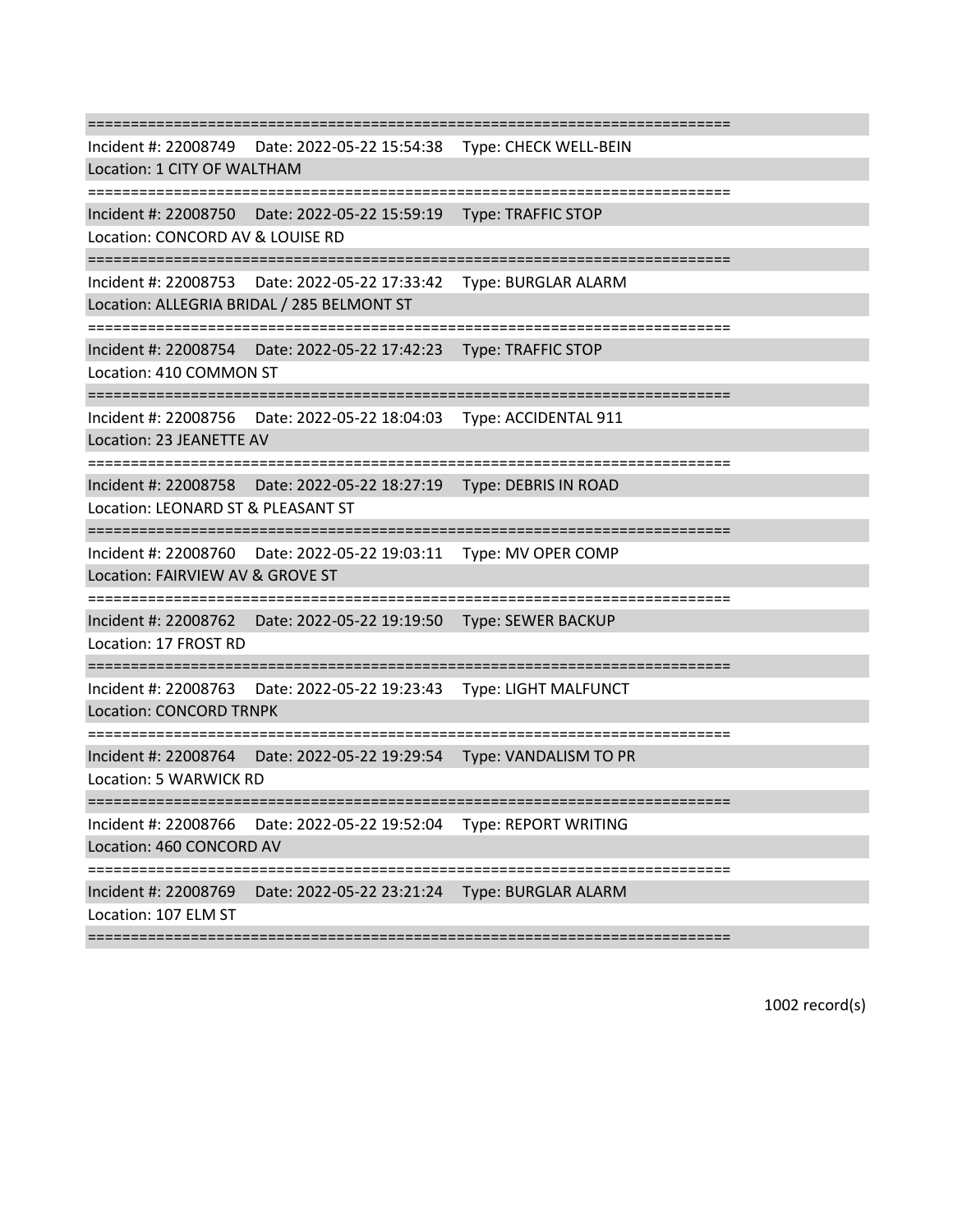===========================================================================

Incident #: 22008749 Date: 2022-05-22 15:54:38 Type: CHECK WELL-BEIN
Location: 1 CITY OF WALTHAM

===========================================================================

Incident #: 22008750 Date: 2022-05-22 15:59:19 Type: TRAFFIC STOP
Location: CONCORD AV & LOUISE RD

===========================================================================

Incident #: 22008753 Date: 2022-05-22 17:33:42 Type: BURGLAR ALARM
Location: ALLEGRIA BRIDAL / 285 BELMONT ST

===========================================================================

Incident #: 22008754 Date: 2022-05-22 17:42:23 Type: TRAFFIC STOP
Location: 410 COMMON ST

===========================================================================

Incident #: 22008756 Date: 2022-05-22 18:04:03 Type: ACCIDENTAL 911
Location: 23 JEANETTE AV

===========================================================================

Incident #: 22008758 Date: 2022-05-22 18:27:19 Type: DEBRIS IN ROAD
Location: LEONARD ST & PLEASANT ST

===========================================================================

Incident #: 22008760 Date: 2022-05-22 19:03:11 Type: MV OPER COMP
Location: FAIRVIEW AV & GROVE ST

===========================================================================

Incident #: 22008762 Date: 2022-05-22 19:19:50 Type: SEWER BACKUP
Location: 17 FROST RD

===========================================================================

Incident #: 22008763 Date: 2022-05-22 19:23:43 Type: LIGHT MALFUNCT
Location: CONCORD TRNPK

===========================================================================

Incident #: 22008764 Date: 2022-05-22 19:29:54 Type: VANDALISM TO PR
Location: 5 WARWICK RD

===========================================================================

Incident #: 22008766 Date: 2022-05-22 19:52:04 Type: REPORT WRITING
Location: 460 CONCORD AV

===========================================================================

Incident #: 22008769 Date: 2022-05-22 23:21:24 Type: BURGLAR ALARM
Location: 107 ELM ST

===========================================================================

1002 record(s)